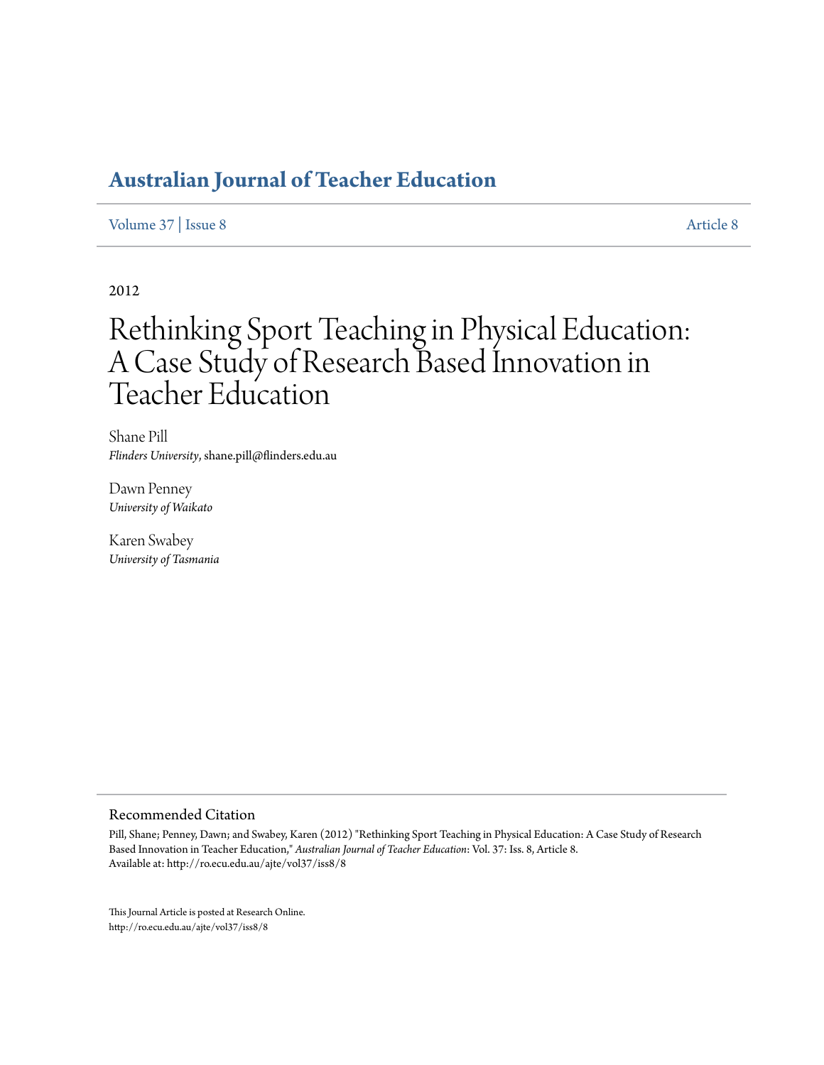# Australian Journal of Teacher Education

Volume 37 | Issue 8 Article 8

2012

# Rethinking Sport Teaching in Physical Education: A Case Study of Research Based Innovation in Teacher Education

Shane Pill
*Flinders University*, shane.pill@flinders.edu.au

Dawn Penney
*University of Waikato*

Karen Swabey
*University of Tasmania*

## Recommended Citation

Pill, Shane; Penney, Dawn; and Swabey, Karen (2012) "Rethinking Sport Teaching in Physical Education: A Case Study of Research Based Innovation in Teacher Education," *Australian Journal of Teacher Education*: Vol. 37: Iss. 8, Article 8.
Available at: http://ro.ecu.edu.au/ajte/vol37/iss8/8

This Journal Article is posted at Research Online.
http://ro.ecu.edu.au/ajte/vol37/iss8/8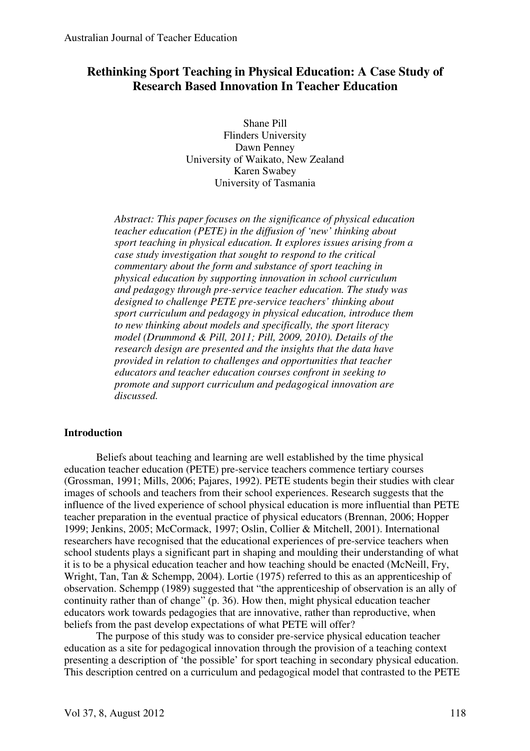# Rethinking Sport Teaching in Physical Education: A Case Study of Research Based Innovation In Teacher Education

Shane Pill
Flinders University
Dawn Penney
University of Waikato, New Zealand
Karen Swabey
University of Tasmania

*Abstract: This paper focuses on the significance of physical education teacher education (PETE) in the diffusion of 'new' thinking about sport teaching in physical education. It explores issues arising from a case study investigation that sought to respond to the critical commentary about the form and substance of sport teaching in physical education by supporting innovation in school curriculum and pedagogy through pre-service teacher education. The study was designed to challenge PETE pre-service teachers' thinking about sport curriculum and pedagogy in physical education, introduce them to new thinking about models and specifically, the sport literacy model (Drummond & Pill, 2011; Pill, 2009, 2010). Details of the research design are presented and the insights that the data have provided in relation to challenges and opportunities that teacher educators and teacher education courses confront in seeking to promote and support curriculum and pedagogical innovation are discussed.*

## Introduction

Beliefs about teaching and learning are well established by the time physical education teacher education (PETE) pre-service teachers commence tertiary courses (Grossman, 1991; Mills, 2006; Pajares, 1992). PETE students begin their studies with clear images of schools and teachers from their school experiences. Research suggests that the influence of the lived experience of school physical education is more influential than PETE teacher preparation in the eventual practice of physical educators (Brennan, 2006; Hopper 1999; Jenkins, 2005; McCormack, 1997; Oslin, Collier & Mitchell, 2001). International researchers have recognised that the educational experiences of pre-service teachers when school students plays a significant part in shaping and moulding their understanding of what it is to be a physical education teacher and how teaching should be enacted (McNeill, Fry, Wright, Tan, Tan & Schempp, 2004). Lortie (1975) referred to this as an apprenticeship of observation. Schempp (1989) suggested that "the apprenticeship of observation is an ally of continuity rather than of change" (p. 36). How then, might physical education teacher educators work towards pedagogies that are innovative, rather than reproductive, when beliefs from the past develop expectations of what PETE will offer?

The purpose of this study was to consider pre-service physical education teacher education as a site for pedagogical innovation through the provision of a teaching context presenting a description of 'the possible' for sport teaching in secondary physical education. This description centred on a curriculum and pedagogical model that contrasted to the PETE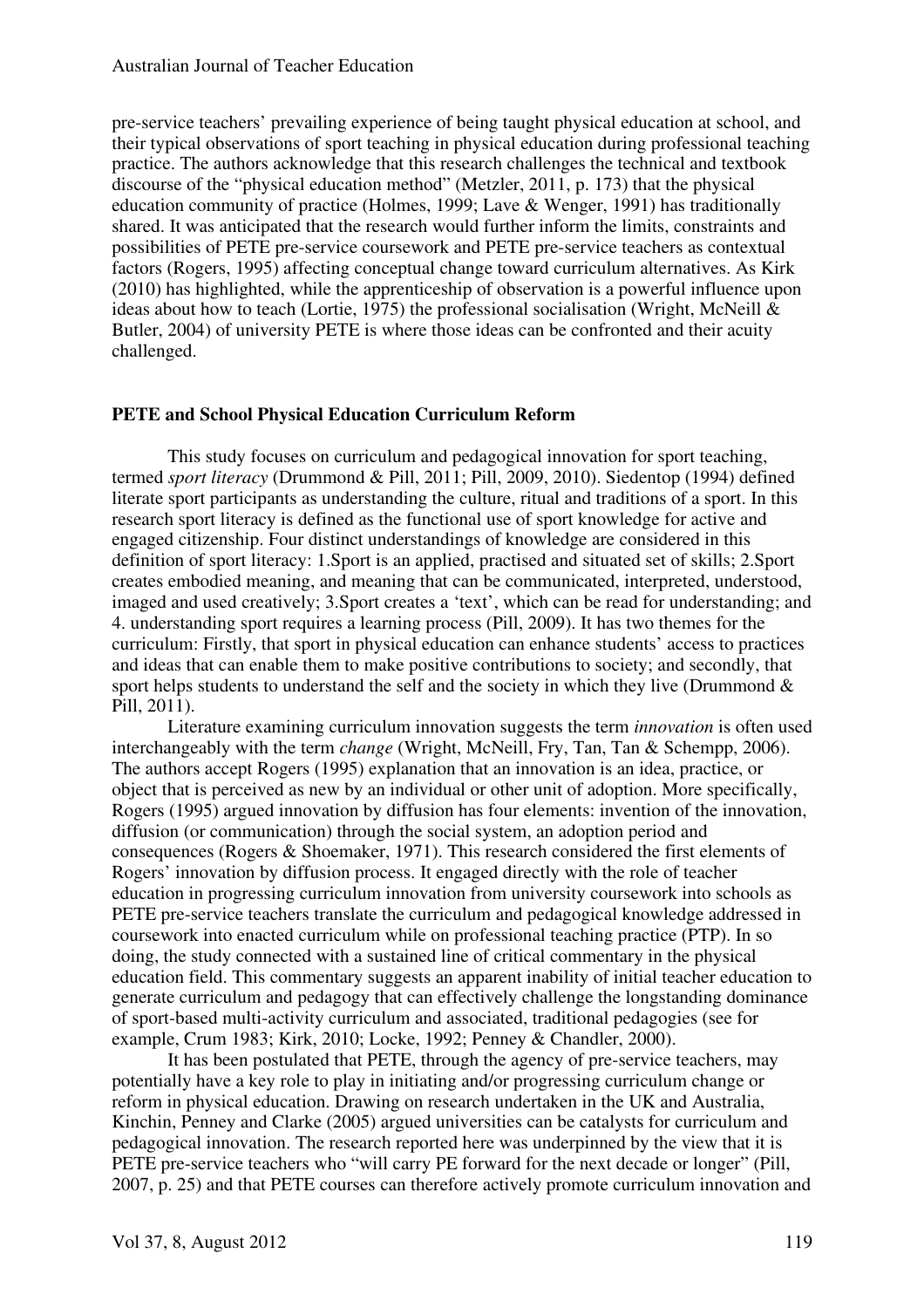pre-service teachers' prevailing experience of being taught physical education at school, and their typical observations of sport teaching in physical education during professional teaching practice. The authors acknowledge that this research challenges the technical and textbook discourse of the "physical education method" (Metzler, 2011, p. 173) that the physical education community of practice (Holmes, 1999; Lave & Wenger, 1991) has traditionally shared. It was anticipated that the research would further inform the limits, constraints and possibilities of PETE pre-service coursework and PETE pre-service teachers as contextual factors (Rogers, 1995) affecting conceptual change toward curriculum alternatives. As Kirk (2010) has highlighted, while the apprenticeship of observation is a powerful influence upon ideas about how to teach (Lortie, 1975) the professional socialisation (Wright, McNeill & Butler, 2004) of university PETE is where those ideas can be confronted and their acuity challenged.

## PETE and School Physical Education Curriculum Reform

This study focuses on curriculum and pedagogical innovation for sport teaching, termed *sport literacy* (Drummond & Pill, 2011; Pill, 2009, 2010). Siedentop (1994) defined literate sport participants as understanding the culture, ritual and traditions of a sport. In this research sport literacy is defined as the functional use of sport knowledge for active and engaged citizenship. Four distinct understandings of knowledge are considered in this definition of sport literacy: 1.Sport is an applied, practised and situated set of skills; 2.Sport creates embodied meaning, and meaning that can be communicated, interpreted, understood, imaged and used creatively; 3.Sport creates a 'text', which can be read for understanding; and 4. understanding sport requires a learning process (Pill, 2009). It has two themes for the curriculum: Firstly, that sport in physical education can enhance students' access to practices and ideas that can enable them to make positive contributions to society; and secondly, that sport helps students to understand the self and the society in which they live (Drummond & Pill, 2011).

Literature examining curriculum innovation suggests the term *innovation* is often used interchangeably with the term *change* (Wright, McNeill, Fry, Tan, Tan & Schempp, 2006). The authors accept Rogers (1995) explanation that an innovation is an idea, practice, or object that is perceived as new by an individual or other unit of adoption. More specifically, Rogers (1995) argued innovation by diffusion has four elements: invention of the innovation, diffusion (or communication) through the social system, an adoption period and consequences (Rogers & Shoemaker, 1971). This research considered the first elements of Rogers' innovation by diffusion process. It engaged directly with the role of teacher education in progressing curriculum innovation from university coursework into schools as PETE pre-service teachers translate the curriculum and pedagogical knowledge addressed in coursework into enacted curriculum while on professional teaching practice (PTP). In so doing, the study connected with a sustained line of critical commentary in the physical education field. This commentary suggests an apparent inability of initial teacher education to generate curriculum and pedagogy that can effectively challenge the longstanding dominance of sport-based multi-activity curriculum and associated, traditional pedagogies (see for example, Crum 1983; Kirk, 2010; Locke, 1992; Penney & Chandler, 2000).

It has been postulated that PETE, through the agency of pre-service teachers, may potentially have a key role to play in initiating and/or progressing curriculum change or reform in physical education. Drawing on research undertaken in the UK and Australia, Kinchin, Penney and Clarke (2005) argued universities can be catalysts for curriculum and pedagogical innovation. The research reported here was underpinned by the view that it is PETE pre-service teachers who "will carry PE forward for the next decade or longer" (Pill, 2007, p. 25) and that PETE courses can therefore actively promote curriculum innovation and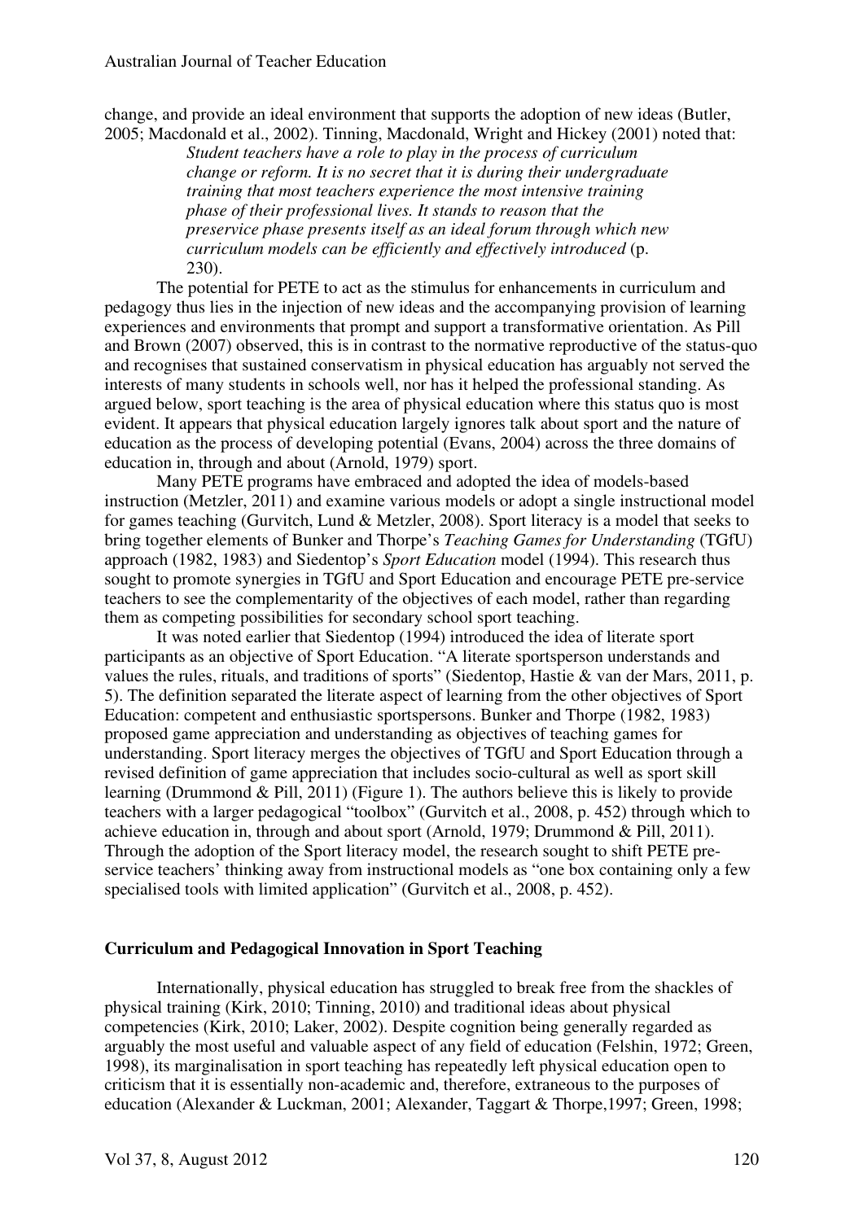change, and provide an ideal environment that supports the adoption of new ideas (Butler, 2005; Macdonald et al., 2002). Tinning, Macdonald, Wright and Hickey (2001) noted that:

> *Student teachers have a role to play in the process of curriculum change or reform. It is no secret that it is during their undergraduate training that most teachers experience the most intensive training phase of their professional lives. It stands to reason that the preservice phase presents itself as an ideal forum through which new curriculum models can be efficiently and effectively introduced* (p. 230).

The potential for PETE to act as the stimulus for enhancements in curriculum and pedagogy thus lies in the injection of new ideas and the accompanying provision of learning experiences and environments that prompt and support a transformative orientation. As Pill and Brown (2007) observed, this is in contrast to the normative reproductive of the status-quo and recognises that sustained conservatism in physical education has arguably not served the interests of many students in schools well, nor has it helped the professional standing. As argued below, sport teaching is the area of physical education where this status quo is most evident. It appears that physical education largely ignores talk about sport and the nature of education as the process of developing potential (Evans, 2004) across the three domains of education in, through and about (Arnold, 1979) sport.

Many PETE programs have embraced and adopted the idea of models-based instruction (Metzler, 2011) and examine various models or adopt a single instructional model for games teaching (Gurvitch, Lund & Metzler, 2008). Sport literacy is a model that seeks to bring together elements of Bunker and Thorpe's *Teaching Games for Understanding* (TGfU) approach (1982, 1983) and Siedentop's *Sport Education* model (1994). This research thus sought to promote synergies in TGfU and Sport Education and encourage PETE pre-service teachers to see the complementarity of the objectives of each model, rather than regarding them as competing possibilities for secondary school sport teaching.

It was noted earlier that Siedentop (1994) introduced the idea of literate sport participants as an objective of Sport Education. "A literate sportsperson understands and values the rules, rituals, and traditions of sports" (Siedentop, Hastie & van der Mars, 2011, p. 5). The definition separated the literate aspect of learning from the other objectives of Sport Education: competent and enthusiastic sportspersons. Bunker and Thorpe (1982, 1983) proposed game appreciation and understanding as objectives of teaching games for understanding. Sport literacy merges the objectives of TGfU and Sport Education through a revised definition of game appreciation that includes socio-cultural as well as sport skill learning (Drummond & Pill, 2011) (Figure 1). The authors believe this is likely to provide teachers with a larger pedagogical "toolbox" (Gurvitch et al., 2008, p. 452) through which to achieve education in, through and about sport (Arnold, 1979; Drummond & Pill, 2011). Through the adoption of the Sport literacy model, the research sought to shift PETE pre-service teachers' thinking away from instructional models as "one box containing only a few specialised tools with limited application" (Gurvitch et al., 2008, p. 452).

## Curriculum and Pedagogical Innovation in Sport Teaching

Internationally, physical education has struggled to break free from the shackles of physical training (Kirk, 2010; Tinning, 2010) and traditional ideas about physical competencies (Kirk, 2010; Laker, 2002). Despite cognition being generally regarded as arguably the most useful and valuable aspect of any field of education (Felshin, 1972; Green, 1998), its marginalisation in sport teaching has repeatedly left physical education open to criticism that it is essentially non-academic and, therefore, extraneous to the purposes of education (Alexander & Luckman, 2001; Alexander, Taggart & Thorpe,1997; Green, 1998;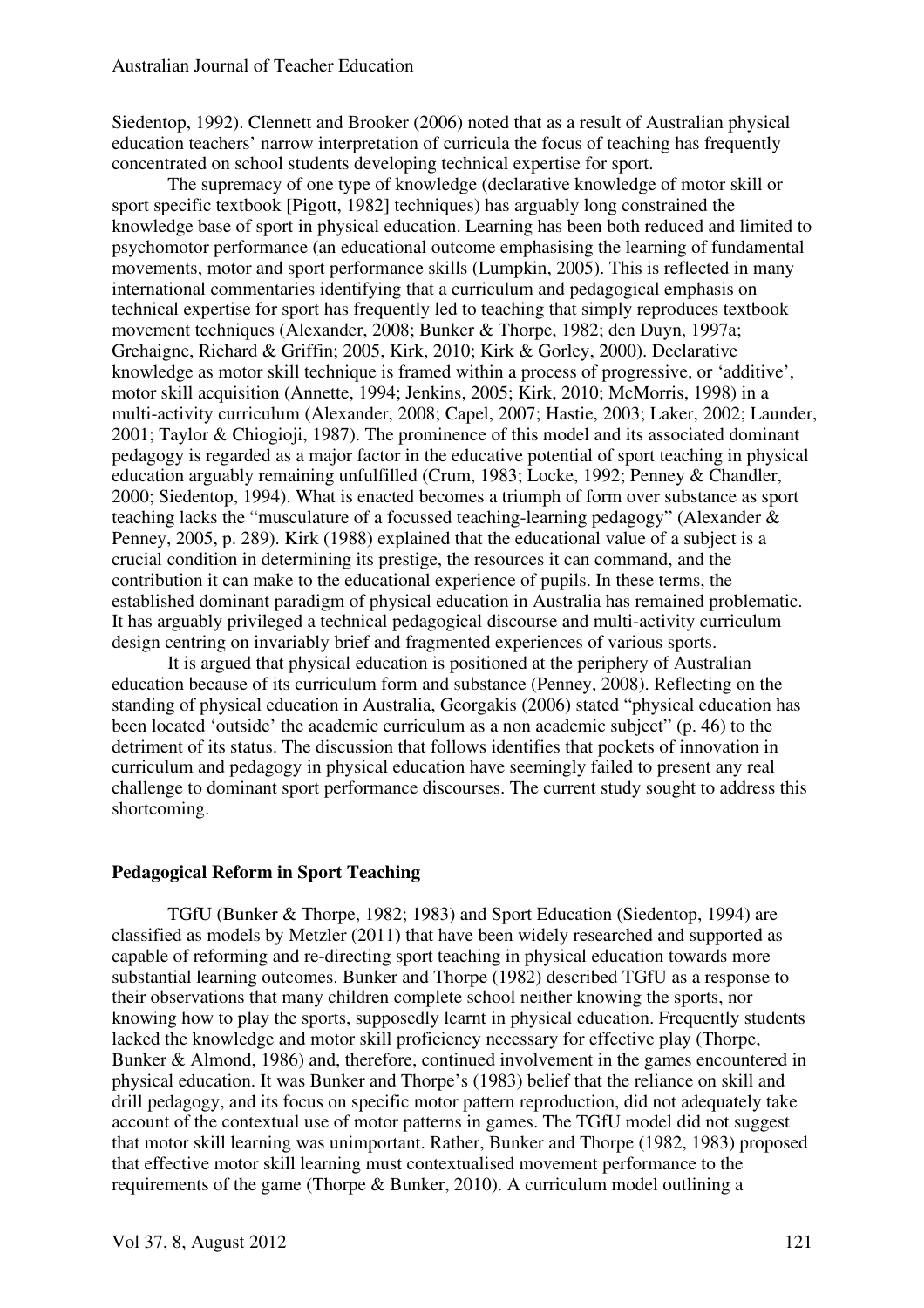Siedentop, 1992). Clennett and Brooker (2006) noted that as a result of Australian physical education teachers' narrow interpretation of curricula the focus of teaching has frequently concentrated on school students developing technical expertise for sport.

The supremacy of one type of knowledge (declarative knowledge of motor skill or sport specific textbook [Pigott, 1982] techniques) has arguably long constrained the knowledge base of sport in physical education. Learning has been both reduced and limited to psychomotor performance (an educational outcome emphasising the learning of fundamental movements, motor and sport performance skills (Lumpkin, 2005). This is reflected in many international commentaries identifying that a curriculum and pedagogical emphasis on technical expertise for sport has frequently led to teaching that simply reproduces textbook movement techniques (Alexander, 2008; Bunker & Thorpe, 1982; den Duyn, 1997a; Grehaigne, Richard & Griffin; 2005, Kirk, 2010; Kirk & Gorley, 2000). Declarative knowledge as motor skill technique is framed within a process of progressive, or 'additive', motor skill acquisition (Annette, 1994; Jenkins, 2005; Kirk, 2010; McMorris, 1998) in a multi-activity curriculum (Alexander, 2008; Capel, 2007; Hastie, 2003; Laker, 2002; Launder, 2001; Taylor & Chiogioji, 1987). The prominence of this model and its associated dominant pedagogy is regarded as a major factor in the educative potential of sport teaching in physical education arguably remaining unfulfilled (Crum, 1983; Locke, 1992; Penney & Chandler, 2000; Siedentop, 1994). What is enacted becomes a triumph of form over substance as sport teaching lacks the "musculature of a focussed teaching-learning pedagogy" (Alexander & Penney, 2005, p. 289). Kirk (1988) explained that the educational value of a subject is a crucial condition in determining its prestige, the resources it can command, and the contribution it can make to the educational experience of pupils. In these terms, the established dominant paradigm of physical education in Australia has remained problematic. It has arguably privileged a technical pedagogical discourse and multi-activity curriculum design centring on invariably brief and fragmented experiences of various sports.

It is argued that physical education is positioned at the periphery of Australian education because of its curriculum form and substance (Penney, 2008). Reflecting on the standing of physical education in Australia, Georgakis (2006) stated "physical education has been located 'outside' the academic curriculum as a non academic subject" (p. 46) to the detriment of its status. The discussion that follows identifies that pockets of innovation in curriculum and pedagogy in physical education have seemingly failed to present any real challenge to dominant sport performance discourses. The current study sought to address this shortcoming.

## Pedagogical Reform in Sport Teaching

TGfU (Bunker & Thorpe, 1982; 1983) and Sport Education (Siedentop, 1994) are classified as models by Metzler (2011) that have been widely researched and supported as capable of reforming and re-directing sport teaching in physical education towards more substantial learning outcomes. Bunker and Thorpe (1982) described TGfU as a response to their observations that many children complete school neither knowing the sports, nor knowing how to play the sports, supposedly learnt in physical education. Frequently students lacked the knowledge and motor skill proficiency necessary for effective play (Thorpe, Bunker & Almond, 1986) and, therefore, continued involvement in the games encountered in physical education. It was Bunker and Thorpe's (1983) belief that the reliance on skill and drill pedagogy, and its focus on specific motor pattern reproduction, did not adequately take account of the contextual use of motor patterns in games. The TGfU model did not suggest that motor skill learning was unimportant. Rather, Bunker and Thorpe (1982, 1983) proposed that effective motor skill learning must contextualised movement performance to the requirements of the game (Thorpe & Bunker, 2010). A curriculum model outlining a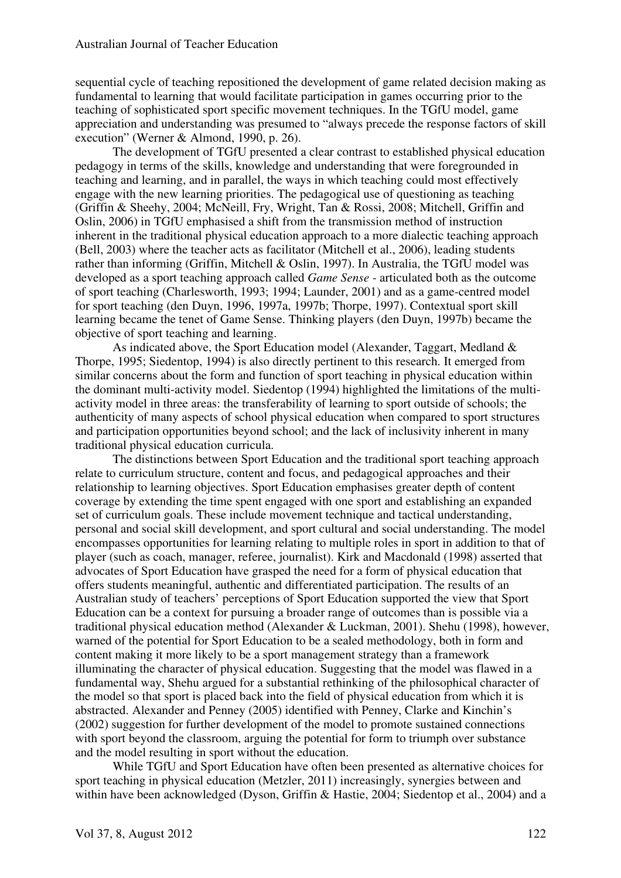sequential cycle of teaching repositioned the development of game related decision making as fundamental to learning that would facilitate participation in games occurring prior to the teaching of sophisticated sport specific movement techniques. In the TGfU model, game appreciation and understanding was presumed to "always precede the response factors of skill execution" (Werner & Almond, 1990, p. 26).

The development of TGfU presented a clear contrast to established physical education pedagogy in terms of the skills, knowledge and understanding that were foregrounded in teaching and learning, and in parallel, the ways in which teaching could most effectively engage with the new learning priorities. The pedagogical use of questioning as teaching (Griffin & Sheehy, 2004; McNeill, Fry, Wright, Tan & Rossi, 2008; Mitchell, Griffin and Oslin, 2006) in TGfU emphasised a shift from the transmission method of instruction inherent in the traditional physical education approach to a more dialectic teaching approach (Bell, 2003) where the teacher acts as facilitator (Mitchell et al., 2006), leading students rather than informing (Griffin, Mitchell & Oslin, 1997). In Australia, the TGfU model was developed as a sport teaching approach called *Game Sense* - articulated both as the outcome of sport teaching (Charlesworth, 1993; 1994; Launder, 2001) and as a game-centred model for sport teaching (den Duyn, 1996, 1997a, 1997b; Thorpe, 1997). Contextual sport skill learning became the tenet of Game Sense. Thinking players (den Duyn, 1997b) became the objective of sport teaching and learning.

As indicated above, the Sport Education model (Alexander, Taggart, Medland & Thorpe, 1995; Siedentop, 1994) is also directly pertinent to this research. It emerged from similar concerns about the form and function of sport teaching in physical education within the dominant multi-activity model. Siedentop (1994) highlighted the limitations of the multi-activity model in three areas: the transferability of learning to sport outside of schools; the authenticity of many aspects of school physical education when compared to sport structures and participation opportunities beyond school; and the lack of inclusivity inherent in many traditional physical education curricula.

The distinctions between Sport Education and the traditional sport teaching approach relate to curriculum structure, content and focus, and pedagogical approaches and their relationship to learning objectives. Sport Education emphasises greater depth of content coverage by extending the time spent engaged with one sport and establishing an expanded set of curriculum goals. These include movement technique and tactical understanding, personal and social skill development, and sport cultural and social understanding. The model encompasses opportunities for learning relating to multiple roles in sport in addition to that of player (such as coach, manager, referee, journalist). Kirk and Macdonald (1998) asserted that advocates of Sport Education have grasped the need for a form of physical education that offers students meaningful, authentic and differentiated participation. The results of an Australian study of teachers' perceptions of Sport Education supported the view that Sport Education can be a context for pursuing a broader range of outcomes than is possible via a traditional physical education method (Alexander & Luckman, 2001). Shehu (1998), however, warned of the potential for Sport Education to be a sealed methodology, both in form and content making it more likely to be a sport management strategy than a framework illuminating the character of physical education. Suggesting that the model was flawed in a fundamental way, Shehu argued for a substantial rethinking of the philosophical character of the model so that sport is placed back into the field of physical education from which it is abstracted. Alexander and Penney (2005) identified with Penney, Clarke and Kinchin's (2002) suggestion for further development of the model to promote sustained connections with sport beyond the classroom, arguing the potential for form to triumph over substance and the model resulting in sport without the education.

While TGfU and Sport Education have often been presented as alternative choices for sport teaching in physical education (Metzler, 2011) increasingly, synergies between and within have been acknowledged (Dyson, Griffin & Hastie, 2004; Siedentop et al., 2004) and a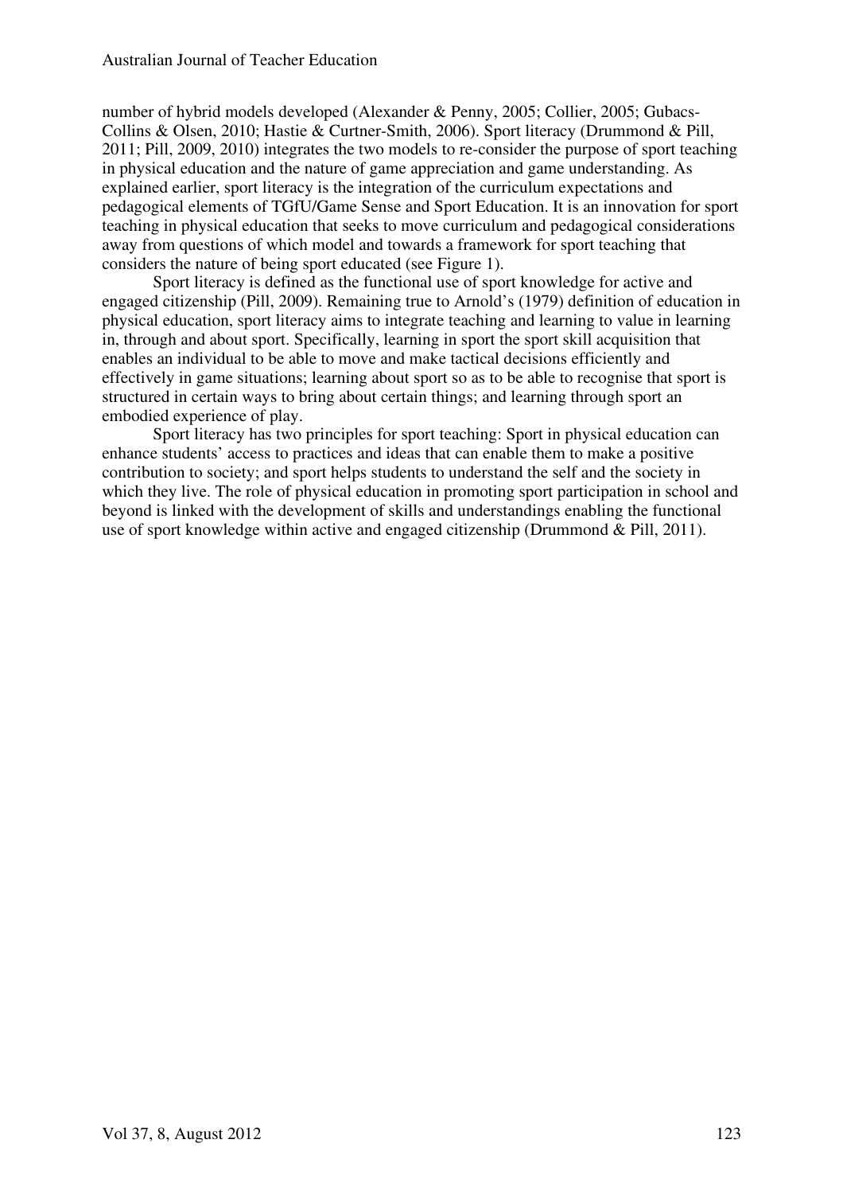number of hybrid models developed (Alexander & Penny, 2005; Collier, 2005; Gubacs-Collins & Olsen, 2010; Hastie & Curtner-Smith, 2006). Sport literacy (Drummond & Pill, 2011; Pill, 2009, 2010) integrates the two models to re-consider the purpose of sport teaching in physical education and the nature of game appreciation and game understanding. As explained earlier, sport literacy is the integration of the curriculum expectations and pedagogical elements of TGfU/Game Sense and Sport Education. It is an innovation for sport teaching in physical education that seeks to move curriculum and pedagogical considerations away from questions of which model and towards a framework for sport teaching that considers the nature of being sport educated (see Figure 1).

Sport literacy is defined as the functional use of sport knowledge for active and engaged citizenship (Pill, 2009). Remaining true to Arnold's (1979) definition of education in physical education, sport literacy aims to integrate teaching and learning to value in learning in, through and about sport. Specifically, learning in sport the sport skill acquisition that enables an individual to be able to move and make tactical decisions efficiently and effectively in game situations; learning about sport so as to be able to recognise that sport is structured in certain ways to bring about certain things; and learning through sport an embodied experience of play.

Sport literacy has two principles for sport teaching: Sport in physical education can enhance students' access to practices and ideas that can enable them to make a positive contribution to society; and sport helps students to understand the self and the society in which they live. The role of physical education in promoting sport participation in school and beyond is linked with the development of skills and understandings enabling the functional use of sport knowledge within active and engaged citizenship (Drummond & Pill, 2011).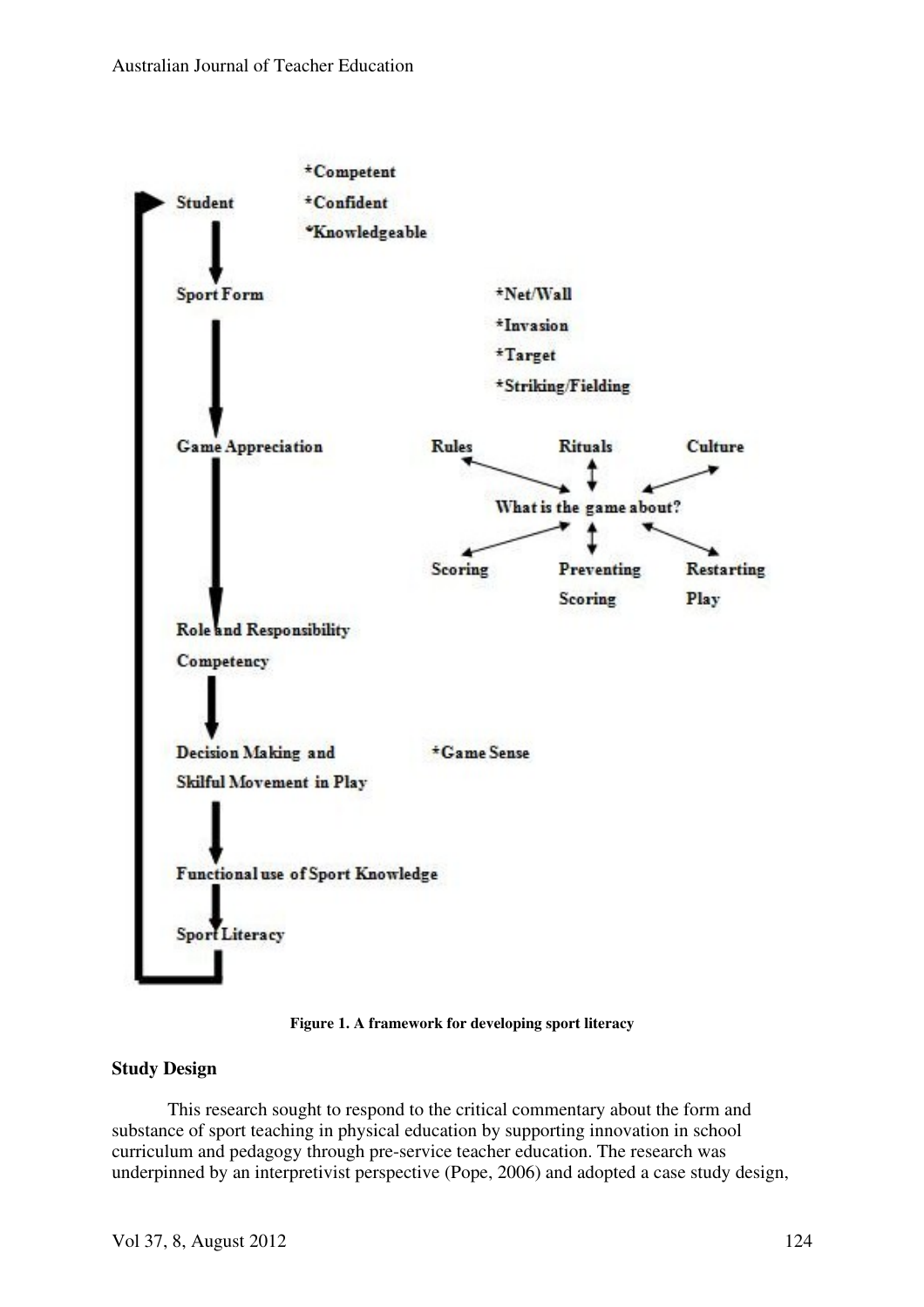Student
*Competent
*Confident
*Knowledgeable

Sport Form
*Net/Wall
*Invasion
*Target
*Striking/Fielding

Game Appreciation
Rules
Rituals
Culture
What is the game about?
Scoring
Preventing Scoring
Restarting Play

Role and Responsibility Competency

Decision Making and Skilful Movement in Play
*Game Sense

Functional use of Sport Knowledge

Sport Literacy

**Figure 1. A framework for developing sport literacy**

## Study Design

This research sought to respond to the critical commentary about the form and substance of sport teaching in physical education by supporting innovation in school curriculum and pedagogy through pre-service teacher education. The research was underpinned by an interpretivist perspective (Pope, 2006) and adopted a case study design,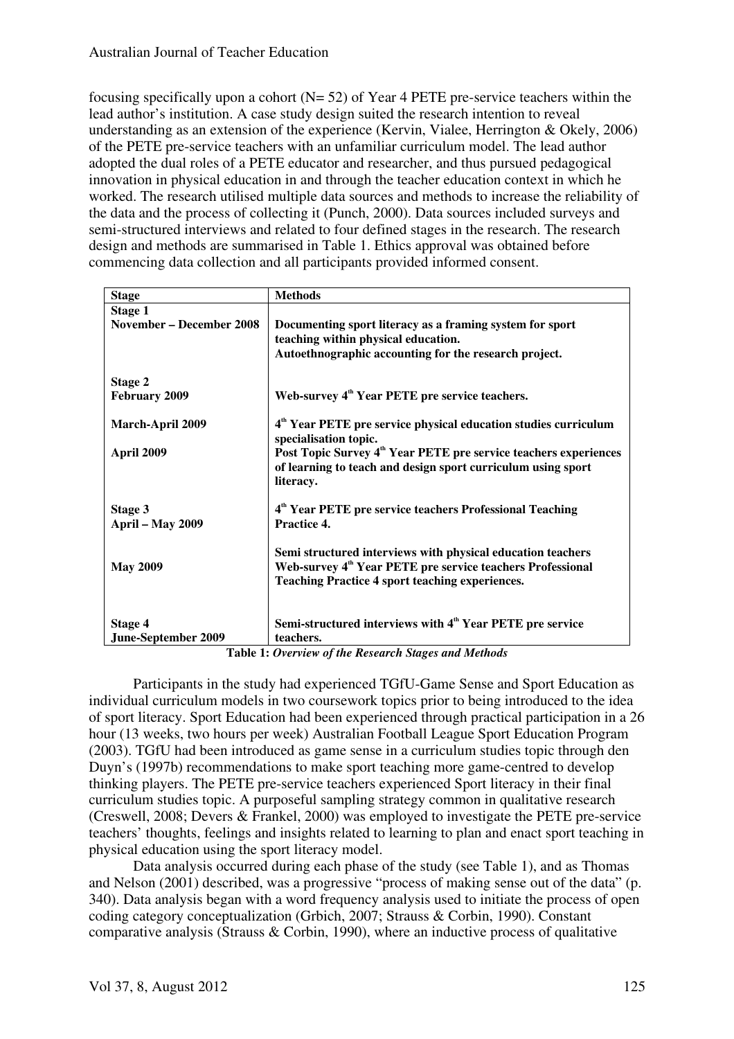focusing specifically upon a cohort (N= 52) of Year 4 PETE pre-service teachers within the lead author's institution. A case study design suited the research intention to reveal understanding as an extension of the experience (Kervin, Vialee, Herrington & Okely, 2006) of the PETE pre-service teachers with an unfamiliar curriculum model. The lead author adopted the dual roles of a PETE educator and researcher, and thus pursued pedagogical innovation in physical education in and through the teacher education context in which he worked. The research utilised multiple data sources and methods to increase the reliability of the data and the process of collecting it (Punch, 2000). Data sources included surveys and semi-structured interviews and related to four defined stages in the research. The research design and methods are summarised in Table 1. Ethics approval was obtained before commencing data collection and all participants provided informed consent.

| Stage | Methods |
|---|---|
| **Stage 1**<br>**November – December 2008** | **Documenting sport literacy as a framing system for sport teaching within physical education.**<br>**Autoethnographic accounting for the research project.** |
| **Stage 2**<br>**February 2009** | **Web-survey 4th Year PETE pre service teachers.** |
| **March-April 2009** | **4th Year PETE pre service physical education studies curriculum specialisation topic.** |
| **April 2009** | **Post Topic Survey 4th Year PETE pre service teachers experiences of learning to teach and design sport curriculum using sport literacy.** |
| **Stage 3**<br>**April – May 2009** | **4th Year PETE pre service teachers Professional Teaching Practice 4.** |
| **May 2009** | **Semi structured interviews with physical education teachers**<br>**Web-survey 4th Year PETE pre service teachers Professional Teaching Practice 4 sport teaching experiences.** |
| **Stage 4**<br>**June-September 2009** | **Semi-structured interviews with 4th Year PETE pre service teachers.** |

**Table 1:** ***Overview of the Research Stages and Methods***

Participants in the study had experienced TGfU-Game Sense and Sport Education as individual curriculum models in two coursework topics prior to being introduced to the idea of sport literacy. Sport Education had been experienced through practical participation in a 26 hour (13 weeks, two hours per week) Australian Football League Sport Education Program (2003). TGfU had been introduced as game sense in a curriculum studies topic through den Duyn's (1997b) recommendations to make sport teaching more game-centred to develop thinking players. The PETE pre-service teachers experienced Sport literacy in their final curriculum studies topic. A purposeful sampling strategy common in qualitative research (Creswell, 2008; Devers & Frankel, 2000) was employed to investigate the PETE pre-service teachers' thoughts, feelings and insights related to learning to plan and enact sport teaching in physical education using the sport literacy model.

Data analysis occurred during each phase of the study (see Table 1), and as Thomas and Nelson (2001) described, was a progressive "process of making sense out of the data" (p. 340). Data analysis began with a word frequency analysis used to initiate the process of open coding category conceptualization (Grbich, 2007; Strauss & Corbin, 1990). Constant comparative analysis (Strauss & Corbin, 1990), where an inductive process of qualitative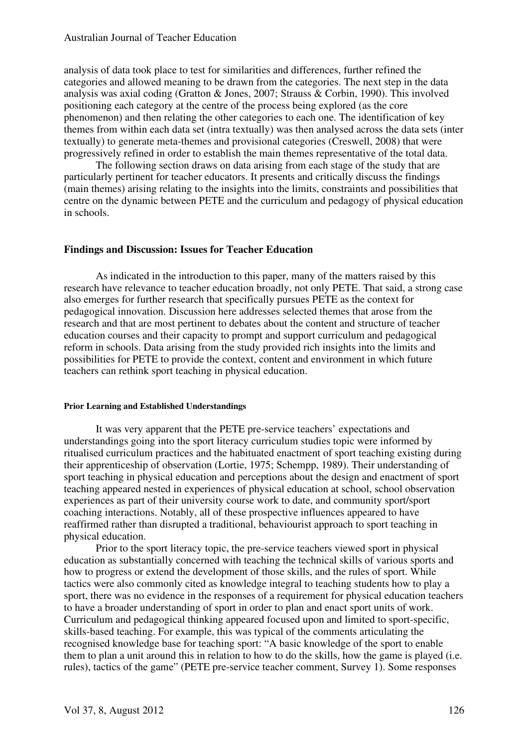analysis of data took place to test for similarities and differences, further refined the categories and allowed meaning to be drawn from the categories. The next step in the data analysis was axial coding (Gratton & Jones, 2007; Strauss & Corbin, 1990). This involved positioning each category at the centre of the process being explored (as the core phenomenon) and then relating the other categories to each one. The identification of key themes from within each data set (intra textually) was then analysed across the data sets (inter textually) to generate meta-themes and provisional categories (Creswell, 2008) that were progressively refined in order to establish the main themes representative of the total data.

The following section draws on data arising from each stage of the study that are particularly pertinent for teacher educators. It presents and critically discuss the findings (main themes) arising relating to the insights into the limits, constraints and possibilities that centre on the dynamic between PETE and the curriculum and pedagogy of physical education in schools.

## Findings and Discussion: Issues for Teacher Education

As indicated in the introduction to this paper, many of the matters raised by this research have relevance to teacher education broadly, not only PETE. That said, a strong case also emerges for further research that specifically pursues PETE as the context for pedagogical innovation. Discussion here addresses selected themes that arose from the research and that are most pertinent to debates about the content and structure of teacher education courses and their capacity to prompt and support curriculum and pedagogical reform in schools. Data arising from the study provided rich insights into the limits and possibilities for PETE to provide the context, content and environment in which future teachers can rethink sport teaching in physical education.

### Prior Learning and Established Understandings

It was very apparent that the PETE pre-service teachers' expectations and understandings going into the sport literacy curriculum studies topic were informed by ritualised curriculum practices and the habituated enactment of sport teaching existing during their apprenticeship of observation (Lortie, 1975; Schempp, 1989). Their understanding of sport teaching in physical education and perceptions about the design and enactment of sport teaching appeared nested in experiences of physical education at school, school observation experiences as part of their university course work to date, and community sport/sport coaching interactions. Notably, all of these prospective influences appeared to have reaffirmed rather than disrupted a traditional, behaviourist approach to sport teaching in physical education.

Prior to the sport literacy topic, the pre-service teachers viewed sport in physical education as substantially concerned with teaching the technical skills of various sports and how to progress or extend the development of those skills, and the rules of sport. While tactics were also commonly cited as knowledge integral to teaching students how to play a sport, there was no evidence in the responses of a requirement for physical education teachers to have a broader understanding of sport in order to plan and enact sport units of work. Curriculum and pedagogical thinking appeared focused upon and limited to sport-specific, skills-based teaching. For example, this was typical of the comments articulating the recognised knowledge base for teaching sport: "A basic knowledge of the sport to enable them to plan a unit around this in relation to how to do the skills, how the game is played (i.e. rules), tactics of the game" (PETE pre-service teacher comment, Survey 1). Some responses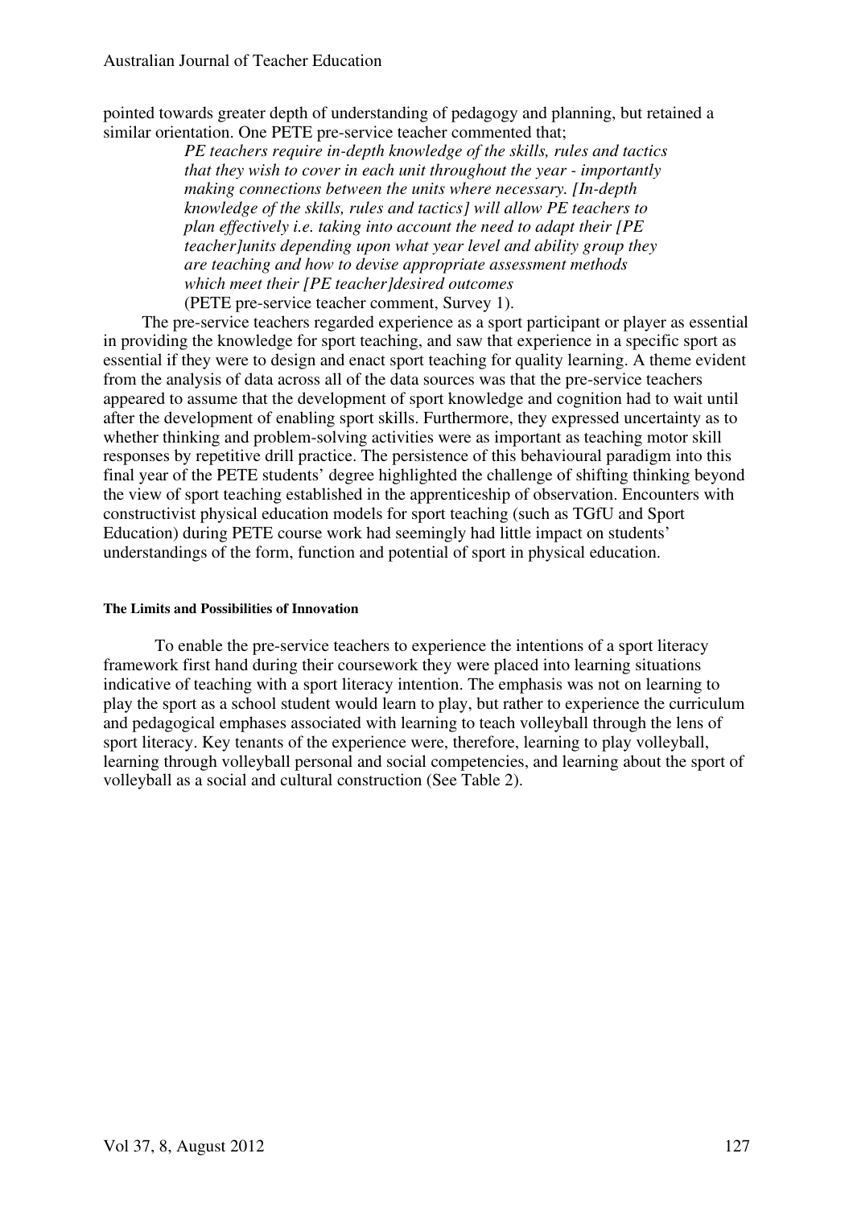pointed towards greater depth of understanding of pedagogy and planning, but retained a similar orientation. One PETE pre-service teacher commented that;

> *PE teachers require in-depth knowledge of the skills, rules and tactics that they wish to cover in each unit throughout the year - importantly making connections between the units where necessary. [In-depth knowledge of the skills, rules and tactics] will allow PE teachers to plan effectively i.e. taking into account the need to adapt their [PE teacher]units depending upon what year level and ability group they are teaching and how to devise appropriate assessment methods which meet their [PE teacher]desired outcomes*
> (PETE pre-service teacher comment, Survey 1).

The pre-service teachers regarded experience as a sport participant or player as essential in providing the knowledge for sport teaching, and saw that experience in a specific sport as essential if they were to design and enact sport teaching for quality learning. A theme evident from the analysis of data across all of the data sources was that the pre-service teachers appeared to assume that the development of sport knowledge and cognition had to wait until after the development of enabling sport skills. Furthermore, they expressed uncertainty as to whether thinking and problem-solving activities were as important as teaching motor skill responses by repetitive drill practice. The persistence of this behavioural paradigm into this final year of the PETE students' degree highlighted the challenge of shifting thinking beyond the view of sport teaching established in the apprenticeship of observation. Encounters with constructivist physical education models for sport teaching (such as TGfU and Sport Education) during PETE course work had seemingly had little impact on students' understandings of the form, function and potential of sport in physical education.

#### The Limits and Possibilities of Innovation

To enable the pre-service teachers to experience the intentions of a sport literacy framework first hand during their coursework they were placed into learning situations indicative of teaching with a sport literacy intention. The emphasis was not on learning to play the sport as a school student would learn to play, but rather to experience the curriculum and pedagogical emphases associated with learning to teach volleyball through the lens of sport literacy. Key tenants of the experience were, therefore, learning to play volleyball, learning through volleyball personal and social competencies, and learning about the sport of volleyball as a social and cultural construction (See Table 2).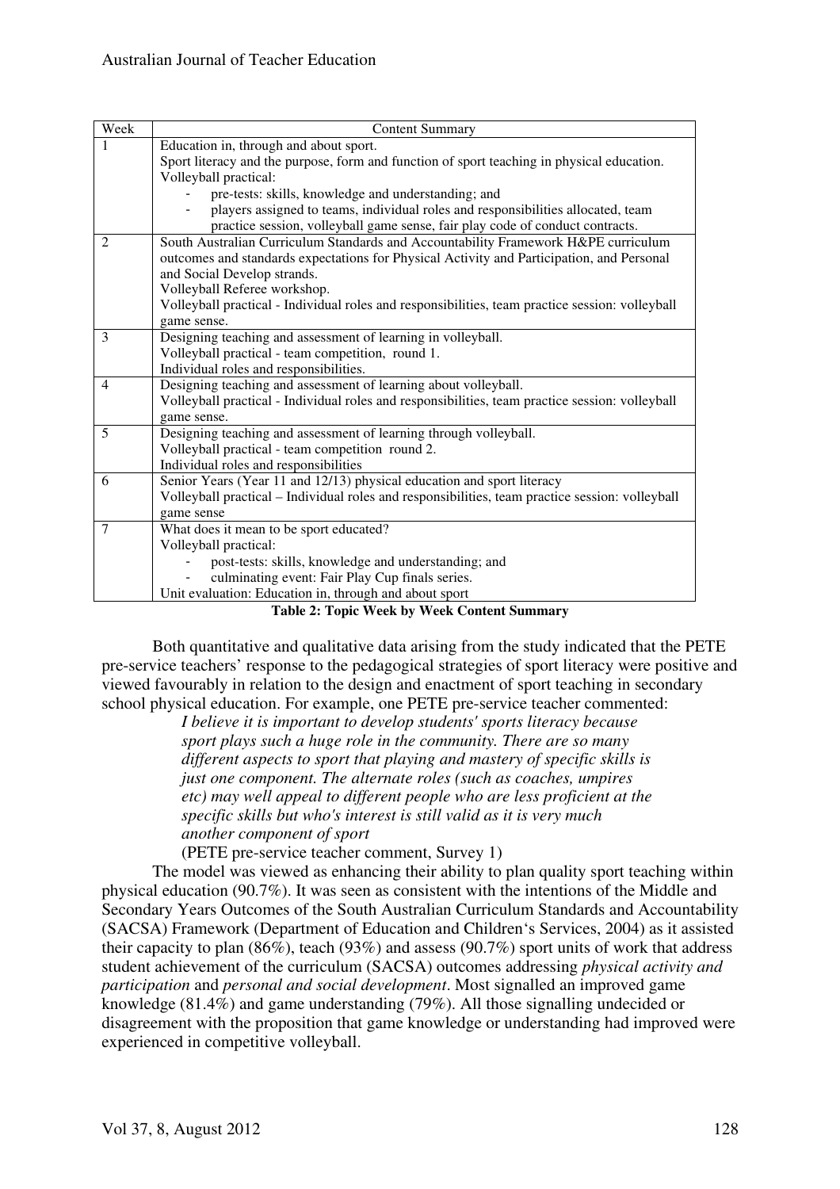| Week | Content Summary |
|---|---|
| 1 | Education in, through and about sport.<br>Sport literacy and the purpose, form and function of sport teaching in physical education.<br>Volleyball practical:<br>- pre-tests: skills, knowledge and understanding; and<br>- players assigned to teams, individual roles and responsibilities allocated, team practice session, volleyball game sense, fair play code of conduct contracts. |
| 2 | South Australian Curriculum Standards and Accountability Framework H&PE curriculum outcomes and standards expectations for Physical Activity and Participation, and Personal and Social Develop strands.<br>Volleyball Referee workshop.<br>Volleyball practical - Individual roles and responsibilities, team practice session: volleyball game sense. |
| 3 | Designing teaching and assessment of learning in volleyball.<br>Volleyball practical - team competition, round 1.<br>Individual roles and responsibilities. |
| 4 | Designing teaching and assessment of learning about volleyball.<br>Volleyball practical - Individual roles and responsibilities, team practice session: volleyball game sense. |
| 5 | Designing teaching and assessment of learning through volleyball.<br>Volleyball practical - team competition round 2.<br>Individual roles and responsibilities |
| 6 | Senior Years (Year 11 and 12/13) physical education and sport literacy<br>Volleyball practical – Individual roles and responsibilities, team practice session: volleyball game sense |
| 7 | What does it mean to be sport educated?<br>Volleyball practical:<br>- post-tests: skills, knowledge and understanding; and<br>- culminating event: Fair Play Cup finals series.<br>Unit evaluation: Education in, through and about sport |

**Table 2: Topic Week by Week Content Summary**

Both quantitative and qualitative data arising from the study indicated that the PETE pre-service teachers' response to the pedagogical strategies of sport literacy were positive and viewed favourably in relation to the design and enactment of sport teaching in secondary school physical education. For example, one PETE pre-service teacher commented:

> *I believe it is important to develop students' sports literacy because sport plays such a huge role in the community. There are so many different aspects to sport that playing and mastery of specific skills is just one component. The alternate roles (such as coaches, umpires etc) may well appeal to different people who are less proficient at the specific skills but who's interest is still valid as it is very much another component of sport*
>
> (PETE pre-service teacher comment, Survey 1)

The model was viewed as enhancing their ability to plan quality sport teaching within physical education (90.7%). It was seen as consistent with the intentions of the Middle and Secondary Years Outcomes of the South Australian Curriculum Standards and Accountability (SACSA) Framework (Department of Education and Children's Services, 2004) as it assisted their capacity to plan (86%), teach (93%) and assess (90.7%) sport units of work that address student achievement of the curriculum (SACSA) outcomes addressing *physical activity and participation* and *personal and social development*. Most signalled an improved game knowledge (81.4%) and game understanding (79%). All those signalling undecided or disagreement with the proposition that game knowledge or understanding had improved were experienced in competitive volleyball.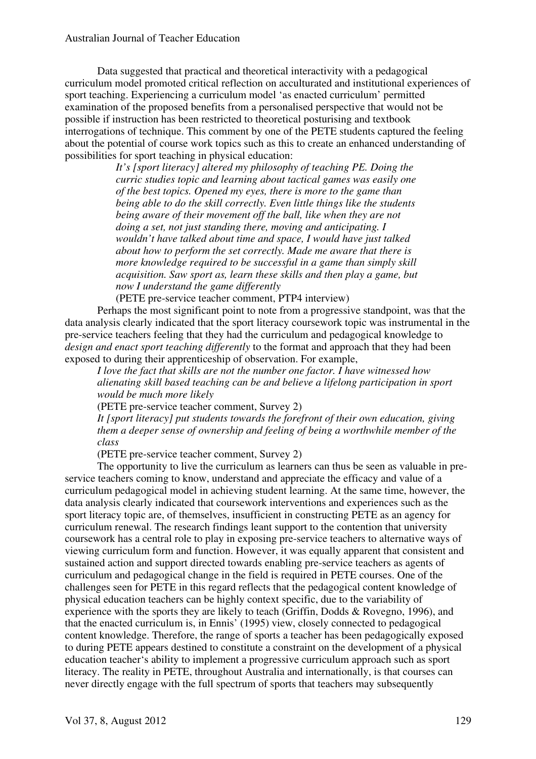Data suggested that practical and theoretical interactivity with a pedagogical curriculum model promoted critical reflection on acculturated and institutional experiences of sport teaching. Experiencing a curriculum model 'as enacted curriculum' permitted examination of the proposed benefits from a personalised perspective that would not be possible if instruction has been restricted to theoretical posturising and textbook interrogations of technique. This comment by one of the PETE students captured the feeling about the potential of course work topics such as this to create an enhanced understanding of possibilities for sport teaching in physical education:

> *It's [sport literacy] altered my philosophy of teaching PE. Doing the curric studies topic and learning about tactical games was easily one of the best topics. Opened my eyes, there is more to the game than being able to do the skill correctly. Even little things like the students being aware of their movement off the ball, like when they are not doing a set, not just standing there, moving and anticipating. I wouldn't have talked about time and space, I would have just talked about how to perform the set correctly. Made me aware that there is more knowledge required to be successful in a game than simply skill acquisition. Saw sport as, learn these skills and then play a game, but now I understand the game differently*
>
> (PETE pre-service teacher comment, PTP4 interview)

Perhaps the most significant point to note from a progressive standpoint, was that the data analysis clearly indicated that the sport literacy coursework topic was instrumental in the pre-service teachers feeling that they had the curriculum and pedagogical knowledge to *design and enact sport teaching differently* to the format and approach that they had been exposed to during their apprenticeship of observation. For example,

> *I love the fact that skills are not the number one factor. I have witnessed how alienating skill based teaching can be and believe a lifelong participation in sport would be much more likely*
>
> (PETE pre-service teacher comment, Survey 2)
>
> *It [sport literacy] put students towards the forefront of their own education, giving them a deeper sense of ownership and feeling of being a worthwhile member of the class*
>
> (PETE pre-service teacher comment, Survey 2)

The opportunity to live the curriculum as learners can thus be seen as valuable in pre-service teachers coming to know, understand and appreciate the efficacy and value of a curriculum pedagogical model in achieving student learning. At the same time, however, the data analysis clearly indicated that coursework interventions and experiences such as the sport literacy topic are, of themselves, insufficient in constructing PETE as an agency for curriculum renewal. The research findings leant support to the contention that university coursework has a central role to play in exposing pre-service teachers to alternative ways of viewing curriculum form and function. However, it was equally apparent that consistent and sustained action and support directed towards enabling pre-service teachers as agents of curriculum and pedagogical change in the field is required in PETE courses. One of the challenges seen for PETE in this regard reflects that the pedagogical content knowledge of physical education teachers can be highly context specific, due to the variability of experience with the sports they are likely to teach (Griffin, Dodds & Rovegno, 1996), and that the enacted curriculum is, in Ennis' (1995) view, closely connected to pedagogical content knowledge. Therefore, the range of sports a teacher has been pedagogically exposed to during PETE appears destined to constitute a constraint on the development of a physical education teacher's ability to implement a progressive curriculum approach such as sport literacy. The reality in PETE, throughout Australia and internationally, is that courses can never directly engage with the full spectrum of sports that teachers may subsequently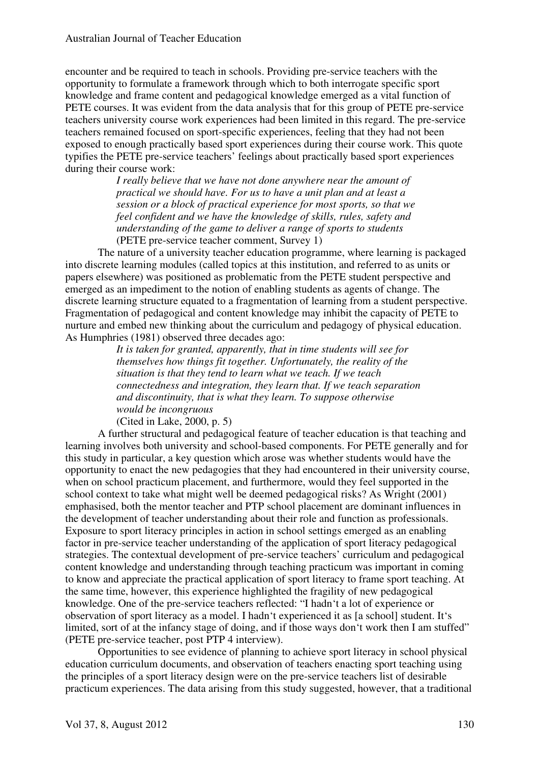encounter and be required to teach in schools. Providing pre-service teachers with the opportunity to formulate a framework through which to both interrogate specific sport knowledge and frame content and pedagogical knowledge emerged as a vital function of PETE courses. It was evident from the data analysis that for this group of PETE pre-service teachers university course work experiences had been limited in this regard. The pre-service teachers remained focused on sport-specific experiences, feeling that they had not been exposed to enough practically based sport experiences during their course work. This quote typifies the PETE pre-service teachers' feelings about practically based sport experiences during their course work:

> *I really believe that we have not done anywhere near the amount of practical we should have. For us to have a unit plan and at least a session or a block of practical experience for most sports, so that we feel confident and we have the knowledge of skills, rules, safety and understanding of the game to deliver a range of sports to students*
> (PETE pre-service teacher comment, Survey 1)

The nature of a university teacher education programme, where learning is packaged into discrete learning modules (called topics at this institution, and referred to as units or papers elsewhere) was positioned as problematic from the PETE student perspective and emerged as an impediment to the notion of enabling students as agents of change. The discrete learning structure equated to a fragmentation of learning from a student perspective. Fragmentation of pedagogical and content knowledge may inhibit the capacity of PETE to nurture and embed new thinking about the curriculum and pedagogy of physical education. As Humphries (1981) observed three decades ago:

> *It is taken for granted, apparently, that in time students will see for themselves how things fit together. Unfortunately, the reality of the situation is that they tend to learn what we teach. If we teach connectedness and integration, they learn that. If we teach separation and discontinuity, that is what they learn. To suppose otherwise would be incongruous*
> (Cited in Lake, 2000, p. 5)

A further structural and pedagogical feature of teacher education is that teaching and learning involves both university and school-based components. For PETE generally and for this study in particular, a key question which arose was whether students would have the opportunity to enact the new pedagogies that they had encountered in their university course, when on school practicum placement, and furthermore, would they feel supported in the school context to take what might well be deemed pedagogical risks? As Wright (2001) emphasised, both the mentor teacher and PTP school placement are dominant influences in the development of teacher understanding about their role and function as professionals. Exposure to sport literacy principles in action in school settings emerged as an enabling factor in pre-service teacher understanding of the application of sport literacy pedagogical strategies. The contextual development of pre-service teachers' curriculum and pedagogical content knowledge and understanding through teaching practicum was important in coming to know and appreciate the practical application of sport literacy to frame sport teaching. At the same time, however, this experience highlighted the fragility of new pedagogical knowledge. One of the pre-service teachers reflected: "I hadn't a lot of experience or observation of sport literacy as a model. I hadn't experienced it as [a school] student. It's limited, sort of at the infancy stage of doing, and if those ways don't work then I am stuffed" (PETE pre-service teacher, post PTP 4 interview).

Opportunities to see evidence of planning to achieve sport literacy in school physical education curriculum documents, and observation of teachers enacting sport teaching using the principles of a sport literacy design were on the pre-service teachers list of desirable practicum experiences. The data arising from this study suggested, however, that a traditional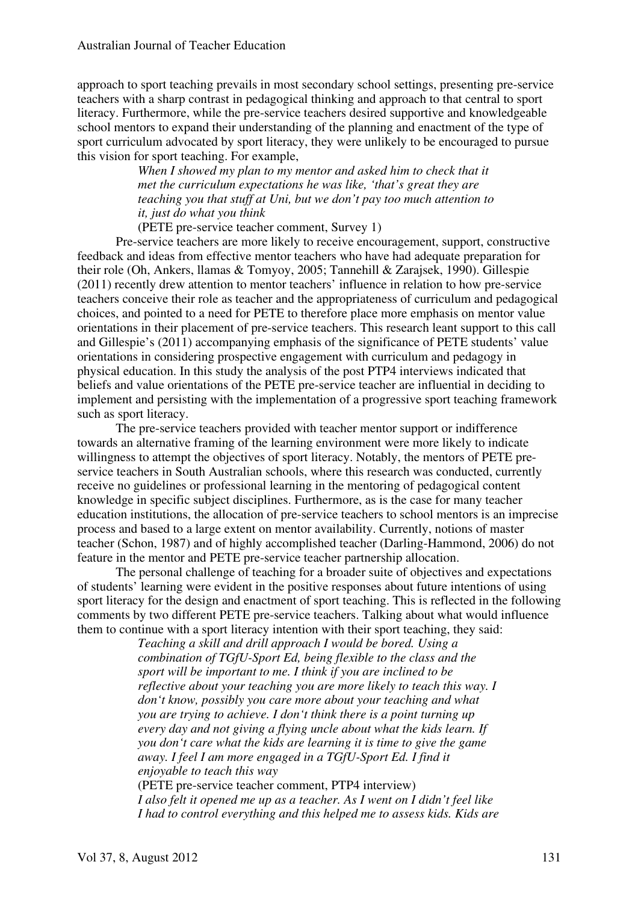approach to sport teaching prevails in most secondary school settings, presenting pre-service teachers with a sharp contrast in pedagogical thinking and approach to that central to sport literacy. Furthermore, while the pre-service teachers desired supportive and knowledgeable school mentors to expand their understanding of the planning and enactment of the type of sport curriculum advocated by sport literacy, they were unlikely to be encouraged to pursue this vision for sport teaching. For example,

> *When I showed my plan to my mentor and asked him to check that it met the curriculum expectations he was like, 'that's great they are teaching you that stuff at Uni, but we don't pay too much attention to it, just do what you think*
>
> (PETE pre-service teacher comment, Survey 1)

Pre-service teachers are more likely to receive encouragement, support, constructive feedback and ideas from effective mentor teachers who have had adequate preparation for their role (Oh, Ankers, llamas & Tomyoy, 2005; Tannehill & Zarajsek, 1990). Gillespie (2011) recently drew attention to mentor teachers' influence in relation to how pre-service teachers conceive their role as teacher and the appropriateness of curriculum and pedagogical choices, and pointed to a need for PETE to therefore place more emphasis on mentor value orientations in their placement of pre-service teachers. This research leant support to this call and Gillespie's (2011) accompanying emphasis of the significance of PETE students' value orientations in considering prospective engagement with curriculum and pedagogy in physical education. In this study the analysis of the post PTP4 interviews indicated that beliefs and value orientations of the PETE pre-service teacher are influential in deciding to implement and persisting with the implementation of a progressive sport teaching framework such as sport literacy.

The pre-service teachers provided with teacher mentor support or indifference towards an alternative framing of the learning environment were more likely to indicate willingness to attempt the objectives of sport literacy. Notably, the mentors of PETE pre-service teachers in South Australian schools, where this research was conducted, currently receive no guidelines or professional learning in the mentoring of pedagogical content knowledge in specific subject disciplines. Furthermore, as is the case for many teacher education institutions, the allocation of pre-service teachers to school mentors is an imprecise process and based to a large extent on mentor availability. Currently, notions of master teacher (Schon, 1987) and of highly accomplished teacher (Darling-Hammond, 2006) do not feature in the mentor and PETE pre-service teacher partnership allocation.

The personal challenge of teaching for a broader suite of objectives and expectations of students' learning were evident in the positive responses about future intentions of using sport literacy for the design and enactment of sport teaching. This is reflected in the following comments by two different PETE pre-service teachers. Talking about what would influence them to continue with a sport literacy intention with their sport teaching, they said:

> *Teaching a skill and drill approach I would be bored. Using a combination of TGfU-Sport Ed, being flexible to the class and the sport will be important to me. I think if you are inclined to be reflective about your teaching you are more likely to teach this way. I don't know, possibly you care more about your teaching and what you are trying to achieve. I don't think there is a point turning up every day and not giving a flying uncle about what the kids learn. If you don't care what the kids are learning it is time to give the game away. I feel I am more engaged in a TGfU-Sport Ed. I find it enjoyable to teach this way*
>
> (PETE pre-service teacher comment, PTP4 interview)
>
> *I also felt it opened me up as a teacher. As I went on I didn't feel like I had to control everything and this helped me to assess kids. Kids are*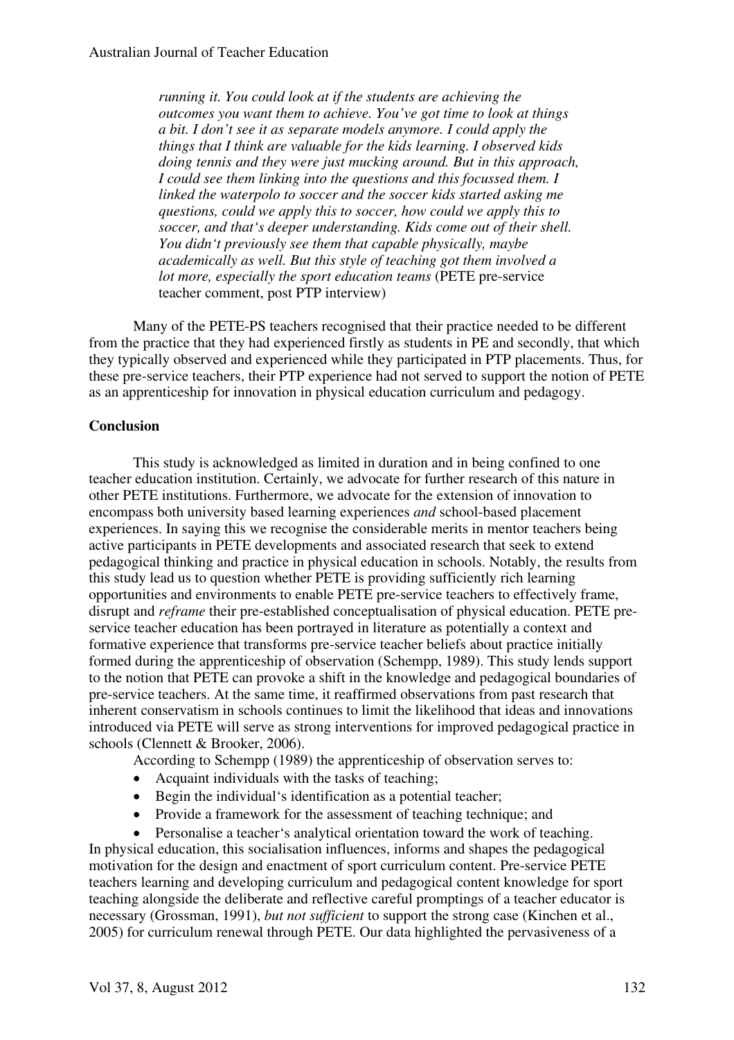*running it. You could look at if the students are achieving the outcomes you want them to achieve. You've got time to look at things a bit. I don't see it as separate models anymore. I could apply the things that I think are valuable for the kids learning. I observed kids doing tennis and they were just mucking around. But in this approach, I could see them linking into the questions and this focussed them. I linked the waterpolo to soccer and the soccer kids started asking me questions, could we apply this to soccer, how could we apply this to soccer, and that's deeper understanding. Kids come out of their shell. You didn't previously see them that capable physically, maybe academically as well. But this style of teaching got them involved a lot more, especially the sport education teams* (PETE pre-service teacher comment, post PTP interview)

Many of the PETE-PS teachers recognised that their practice needed to be different from the practice that they had experienced firstly as students in PE and secondly, that which they typically observed and experienced while they participated in PTP placements. Thus, for these pre-service teachers, their PTP experience had not served to support the notion of PETE as an apprenticeship for innovation in physical education curriculum and pedagogy.

**Conclusion**

This study is acknowledged as limited in duration and in being confined to one teacher education institution. Certainly, we advocate for further research of this nature in other PETE institutions. Furthermore, we advocate for the extension of innovation to encompass both university based learning experiences *and* school-based placement experiences. In saying this we recognise the considerable merits in mentor teachers being active participants in PETE developments and associated research that seek to extend pedagogical thinking and practice in physical education in schools. Notably, the results from this study lead us to question whether PETE is providing sufficiently rich learning opportunities and environments to enable PETE pre-service teachers to effectively frame, disrupt and *reframe* their pre-established conceptualisation of physical education. PETE pre-service teacher education has been portrayed in literature as potentially a context and formative experience that transforms pre-service teacher beliefs about practice initially formed during the apprenticeship of observation (Schempp, 1989). This study lends support to the notion that PETE can provoke a shift in the knowledge and pedagogical boundaries of pre-service teachers. At the same time, it reaffirmed observations from past research that inherent conservatism in schools continues to limit the likelihood that ideas and innovations introduced via PETE will serve as strong interventions for improved pedagogical practice in schools (Clennett & Brooker, 2006).

According to Schempp (1989) the apprenticeship of observation serves to:

- Acquaint individuals with the tasks of teaching;
- Begin the individual's identification as a potential teacher;
- Provide a framework for the assessment of teaching technique; and
- Personalise a teacher's analytical orientation toward the work of teaching.

In physical education, this socialisation influences, informs and shapes the pedagogical motivation for the design and enactment of sport curriculum content. Pre-service PETE teachers learning and developing curriculum and pedagogical content knowledge for sport teaching alongside the deliberate and reflective careful promptings of a teacher educator is necessary (Grossman, 1991), *but not sufficient* to support the strong case (Kinchen et al., 2005) for curriculum renewal through PETE. Our data highlighted the pervasiveness of a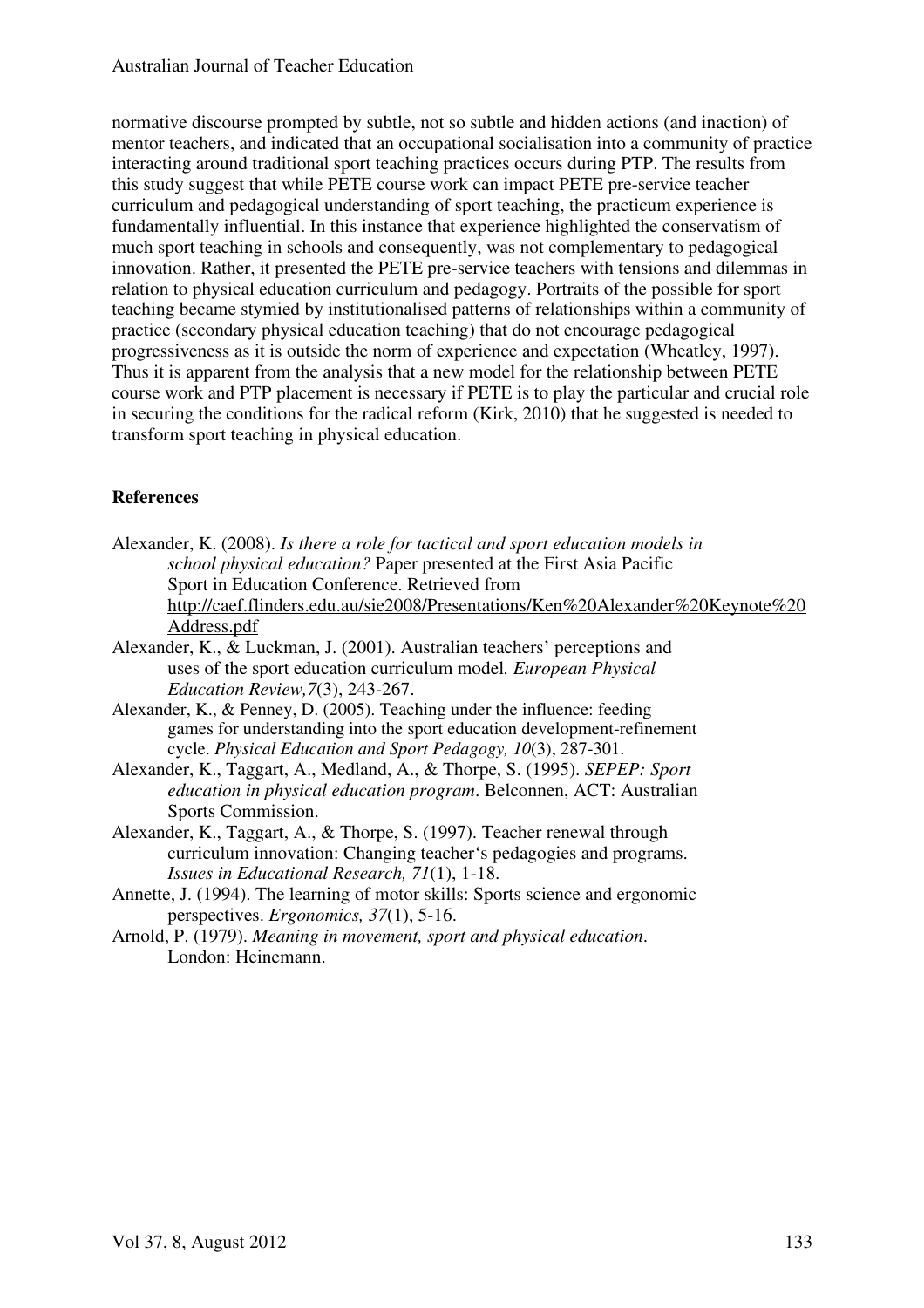normative discourse prompted by subtle, not so subtle and hidden actions (and inaction) of mentor teachers, and indicated that an occupational socialisation into a community of practice interacting around traditional sport teaching practices occurs during PTP. The results from this study suggest that while PETE course work can impact PETE pre-service teacher curriculum and pedagogical understanding of sport teaching, the practicum experience is fundamentally influential. In this instance that experience highlighted the conservatism of much sport teaching in schools and consequently, was not complementary to pedagogical innovation. Rather, it presented the PETE pre-service teachers with tensions and dilemmas in relation to physical education curriculum and pedagogy. Portraits of the possible for sport teaching became stymied by institutionalised patterns of relationships within a community of practice (secondary physical education teaching) that do not encourage pedagogical progressiveness as it is outside the norm of experience and expectation (Wheatley, 1997). Thus it is apparent from the analysis that a new model for the relationship between PETE course work and PTP placement is necessary if PETE is to play the particular and crucial role in securing the conditions for the radical reform (Kirk, 2010) that he suggested is needed to transform sport teaching in physical education.

## References

Alexander, K. (2008). *Is there a role for tactical and sport education models in school physical education?* Paper presented at the First Asia Pacific Sport in Education Conference. Retrieved from http://caef.flinders.edu.au/sie2008/Presentations/Ken%20Alexander%20Keynote%20Address.pdf

Alexander, K., & Luckman, J. (2001). Australian teachers' perceptions and uses of the sport education curriculum model. *European Physical Education Review,7*(3), 243-267.

Alexander, K., & Penney, D. (2005). Teaching under the influence: feeding games for understanding into the sport education development-refinement cycle. *Physical Education and Sport Pedagogy, 10*(3), 287-301.

Alexander, K., Taggart, A., Medland, A., & Thorpe, S. (1995). *SEPEP: Sport education in physical education program*. Belconnen, ACT: Australian Sports Commission.

Alexander, K., Taggart, A., & Thorpe, S. (1997). Teacher renewal through curriculum innovation: Changing teacher's pedagogies and programs. *Issues in Educational Research, 71*(1), 1-18.

Annette, J. (1994). The learning of motor skills: Sports science and ergonomic perspectives. *Ergonomics, 37*(1), 5-16.

Arnold, P. (1979). *Meaning in movement, sport and physical education*. London: Heinemann.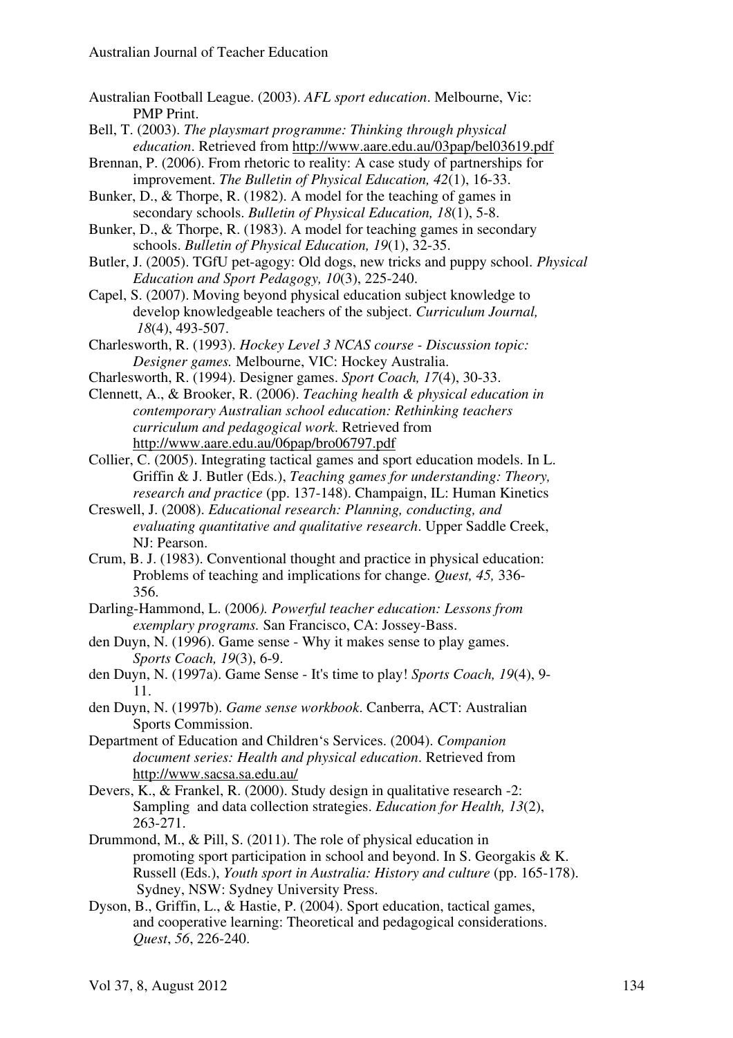Australian Football League. (2003). *AFL sport education*. Melbourne, Vic: PMP Print.

Bell, T. (2003). *The playsmart programme: Thinking through physical education*. Retrieved from http://www.aare.edu.au/03pap/bel03619.pdf

Brennan, P. (2006). From rhetoric to reality: A case study of partnerships for improvement. *The Bulletin of Physical Education, 42*(1), 16-33.

Bunker, D., & Thorpe, R. (1982). A model for the teaching of games in secondary schools. *Bulletin of Physical Education, 18*(1), 5-8.

Bunker, D., & Thorpe, R. (1983). A model for teaching games in secondary schools. *Bulletin of Physical Education, 19*(1), 32-35.

Butler, J. (2005). TGfU pet-agogy: Old dogs, new tricks and puppy school. *Physical Education and Sport Pedagogy, 10*(3), 225-240.

Capel, S. (2007). Moving beyond physical education subject knowledge to develop knowledgeable teachers of the subject. *Curriculum Journal, 18*(4), 493-507.

Charlesworth, R. (1993). *Hockey Level 3 NCAS course - Discussion topic: Designer games.* Melbourne, VIC: Hockey Australia.

Charlesworth, R. (1994). Designer games. *Sport Coach, 17*(4), 30-33.

Clennett, A., & Brooker, R. (2006). *Teaching health & physical education in contemporary Australian school education: Rethinking teachers curriculum and pedagogical work*. Retrieved from http://www.aare.edu.au/06pap/bro06797.pdf

Collier, C. (2005). Integrating tactical games and sport education models. In L. Griffin & J. Butler (Eds.), *Teaching games for understanding: Theory, research and practice* (pp. 137-148). Champaign, IL: Human Kinetics

Creswell, J. (2008). *Educational research: Planning, conducting, and evaluating quantitative and qualitative research*. Upper Saddle Creek, NJ: Pearson.

Crum, B. J. (1983). Conventional thought and practice in physical education: Problems of teaching and implications for change. *Quest, 45,* 336-356.

Darling-Hammond, L. (2006*). Powerful teacher education: Lessons from exemplary programs.* San Francisco, CA: Jossey-Bass.

den Duyn, N. (1996). Game sense - Why it makes sense to play games. *Sports Coach, 19*(3), 6-9.

den Duyn, N. (1997a). Game Sense - It's time to play! *Sports Coach, 19*(4), 9-11.

den Duyn, N. (1997b). *Game sense workbook*. Canberra, ACT: Australian Sports Commission.

Department of Education and Children's Services. (2004). *Companion document series: Health and physical education*. Retrieved from http://www.sacsa.sa.edu.au/

Devers, K., & Frankel, R. (2000). Study design in qualitative research -2: Sampling and data collection strategies. *Education for Health, 13*(2), 263-271.

Drummond, M., & Pill, S. (2011). The role of physical education in promoting sport participation in school and beyond. In S. Georgakis & K. Russell (Eds.), *Youth sport in Australia: History and culture* (pp. 165-178). Sydney, NSW: Sydney University Press.

Dyson, B., Griffin, L., & Hastie, P. (2004). Sport education, tactical games, and cooperative learning: Theoretical and pedagogical considerations. *Quest*, *56*, 226-240.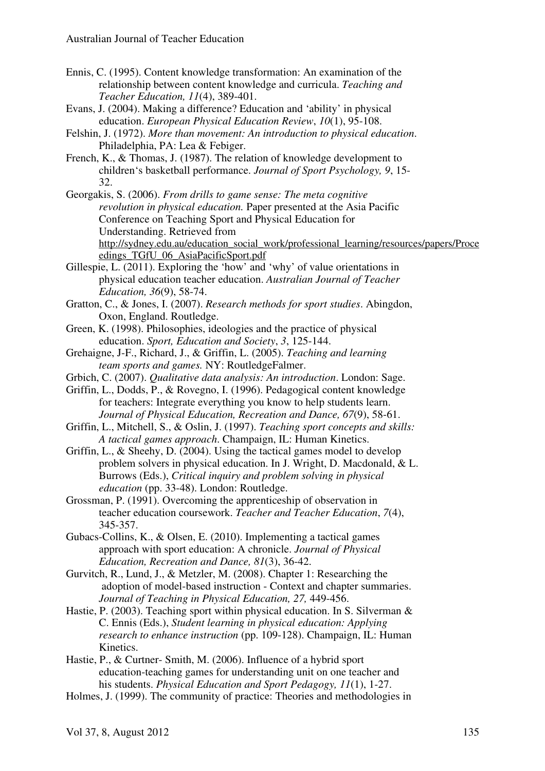Ennis, C. (1995). Content knowledge transformation: An examination of the relationship between content knowledge and curricula. *Teaching and Teacher Education, 11*(4), 389-401.

Evans, J. (2004). Making a difference? Education and 'ability' in physical education. *European Physical Education Review*, *10*(1), 95-108.

Felshin, J. (1972). *More than movement: An introduction to physical education*. Philadelphia, PA: Lea & Febiger.

French, K., & Thomas, J. (1987). The relation of knowledge development to children's basketball performance. *Journal of Sport Psychology, 9*, 15-32.

Georgakis, S. (2006). *From drills to game sense: The meta cognitive revolution in physical education.* Paper presented at the Asia Pacific Conference on Teaching Sport and Physical Education for Understanding. Retrieved from http://sydney.edu.au/education_social_work/professional_learning/resources/papers/Proceedings_TGfU_06_AsiaPacificSport.pdf

Gillespie, L. (2011). Exploring the 'how' and 'why' of value orientations in physical education teacher education. *Australian Journal of Teacher Education, 36*(9), 58-74.

Gratton, C., & Jones, I. (2007). *Research methods for sport studies*. Abingdon, Oxon, England. Routledge.

Green, K. (1998). Philosophies, ideologies and the practice of physical education. *Sport, Education and Society*, *3*, 125-144.

Grehaigne, J-F., Richard, J., & Griffin, L. (2005). *Teaching and learning team sports and games.* NY: RoutledgeFalmer.

Grbich, C. (2007). *Qualitative data analysis: An introduction*. London: Sage.

Griffin, L., Dodds, P., & Rovegno, I. (1996). Pedagogical content knowledge for teachers: Integrate everything you know to help students learn. *Journal of Physical Education, Recreation and Dance, 67*(9), 58-61.

Griffin, L., Mitchell, S., & Oslin, J. (1997). *Teaching sport concepts and skills: A tactical games approach*. Champaign, IL: Human Kinetics.

Griffin, L., & Sheehy, D. (2004). Using the tactical games model to develop problem solvers in physical education. In J. Wright, D. Macdonald, & L. Burrows (Eds.), *Critical inquiry and problem solving in physical education* (pp. 33-48). London: Routledge.

Grossman, P. (1991). Overcoming the apprenticeship of observation in teacher education coursework. *Teacher and Teacher Education*, *7*(4), 345-357.

Gubacs-Collins, K., & Olsen, E. (2010). Implementing a tactical games approach with sport education: A chronicle. *Journal of Physical Education, Recreation and Dance, 81*(3), 36-42.

Gurvitch, R., Lund, J., & Metzler, M. (2008). Chapter 1: Researching the adoption of model-based instruction - Context and chapter summaries. *Journal of Teaching in Physical Education, 27,* 449-456.

Hastie, P. (2003). Teaching sport within physical education. In S. Silverman & C. Ennis (Eds.), *Student learning in physical education: Applying research to enhance instruction* (pp. 109-128). Champaign, IL: Human Kinetics.

Hastie, P., & Curtner- Smith, M. (2006). Influence of a hybrid sport education-teaching games for understanding unit on one teacher and his students. *Physical Education and Sport Pedagogy, 11*(1), 1-27.

Holmes, J. (1999). The community of practice: Theories and methodologies in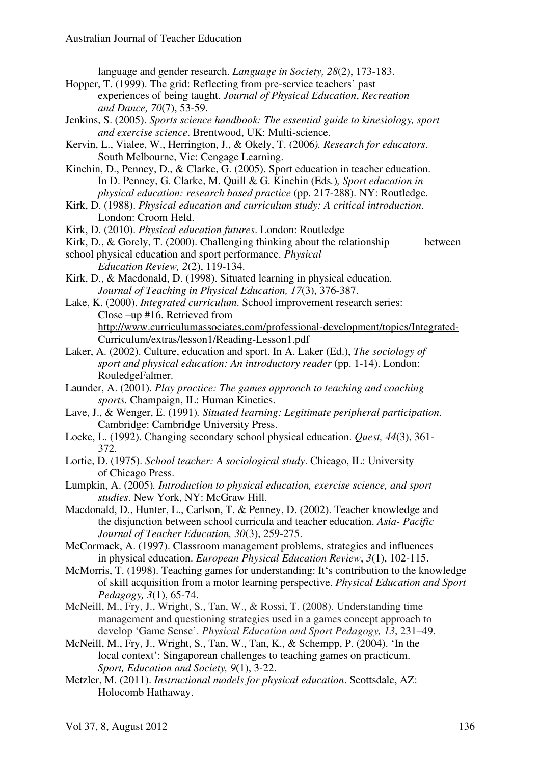language and gender research. *Language in Society, 28*(2), 173-183.

Hopper, T. (1999). The grid: Reflecting from pre-service teachers' past experiences of being taught. *Journal of Physical Education, Recreation and Dance, 70*(7), 53-59.

Jenkins, S. (2005). *Sports science handbook: The essential guide to kinesiology, sport and exercise science*. Brentwood, UK: Multi-science.

Kervin, L., Vialee, W., Herrington, J., & Okely, T. (2006*). Research for educators*. South Melbourne, Vic: Cengage Learning.

Kinchin, D., Penney, D., & Clarke, G. (2005). Sport education in teacher education. In D. Penney, G. Clarke, M. Quill & G. Kinchin (Eds*.*)*, Sport education in physical education: research based practice* (pp. 217-288). NY: Routledge.

Kirk, D. (1988). *Physical education and curriculum study: A critical introduction*. London: Croom Held.

Kirk, D. (2010). *Physical education futures*. London: Routledge

Kirk, D., & Gorely, T. (2000). Challenging thinking about the relationship between school physical education and sport performance. *Physical Education Review, 2*(2), 119-134.

Kirk, D., & Macdonald, D. (1998). Situated learning in physical education*. Journal of Teaching in Physical Education, 17*(3), 376-387.

Lake, K. (2000). *Integrated curriculum*. School improvement research series: Close –up #16. Retrieved from http://www.curriculumassociates.com/professional-development/topics/Integrated-Curriculum/extras/lesson1/Reading-Lesson1.pdf

Laker, A. (2002). Culture, education and sport. In A. Laker (Ed.), *The sociology of sport and physical education: An introductory reader* (pp. 1-14). London: RouledgeFalmer.

Launder, A. (2001). *Play practice: The games approach to teaching and coaching sports.* Champaign, IL: Human Kinetics.

Lave, J., & Wenger, E. (1991)*. Situated learning: Legitimate peripheral participation*. Cambridge: Cambridge University Press.

Locke, L. (1992). Changing secondary school physical education. *Quest, 44*(3), 361-372.

Lortie, D. (1975). *School teacher: A sociological study*. Chicago, IL: University of Chicago Press.

Lumpkin, A. (2005)*. Introduction to physical education, exercise science, and sport studies*. New York, NY: McGraw Hill.

Macdonald, D., Hunter, L., Carlson, T. & Penney, D. (2002). Teacher knowledge and the disjunction between school curricula and teacher education. *Asia- Pacific Journal of Teacher Education, 30*(3), 259-275.

McCormack, A. (1997). Classroom management problems, strategies and influences in physical education. *European Physical Education Review*, *3*(1), 102-115.

McMorris, T. (1998). Teaching games for understanding: It's contribution to the knowledge of skill acquisition from a motor learning perspective. *Physical Education and Sport Pedagogy, 3*(1), 65-74.

McNeill, M., Fry, J., Wright, S., Tan, W., & Rossi, T. (2008). Understanding time management and questioning strategies used in a games concept approach to develop 'Game Sense'. *Physical Education and Sport Pedagogy, 13*, 231–49.

McNeill, M., Fry, J., Wright, S., Tan, W., Tan, K., & Schempp, P. (2004). 'In the local context': Singaporean challenges to teaching games on practicum. *Sport, Education and Society, 9*(1), 3-22.

Metzler, M. (2011). *Instructional models for physical education*. Scottsdale, AZ: Holocomb Hathaway.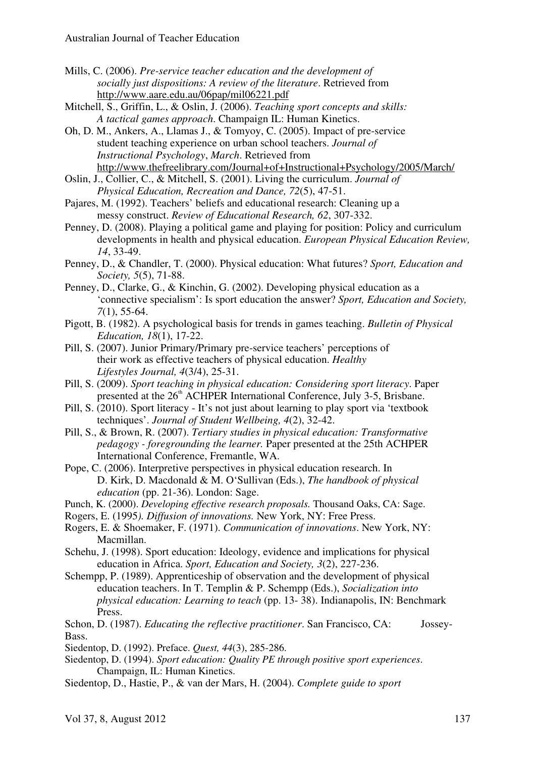Mills, C. (2006). *Pre-service teacher education and the development of socially just dispositions: A review of the literature*. Retrieved from http://www.aare.edu.au/06pap/mil06221.pdf

Mitchell, S., Griffin, L., & Oslin, J. (2006). *Teaching sport concepts and skills: A tactical games approach*. Champaign IL: Human Kinetics.

Oh, D. M., Ankers, A., Llamas J., & Tomyoy, C. (2005). Impact of pre-service student teaching experience on urban school teachers. *Journal of Instructional Psychology*, *March*. Retrieved from http://www.thefreelibrary.com/Journal+of+Instructional+Psychology/2005/March/

Oslin, J., Collier, C., & Mitchell, S. (2001). Living the curriculum. *Journal of Physical Education, Recreation and Dance, 72*(5), 47-51.

Pajares, M. (1992). Teachers' beliefs and educational research: Cleaning up a messy construct. *Review of Educational Research, 62*, 307-332.

Penney, D. (2008). Playing a political game and playing for position: Policy and curriculum developments in health and physical education. *European Physical Education Review, 14*, 33-49.

Penney, D., & Chandler, T. (2000). Physical education: What futures? *Sport, Education and Society, 5*(5), 71-88.

Penney, D., Clarke, G., & Kinchin, G. (2002). Developing physical education as a 'connective specialism': Is sport education the answer? *Sport, Education and Society, 7*(1), 55-64.

Pigott, B. (1982). A psychological basis for trends in games teaching. *Bulletin of Physical Education, 18*(1), 17-22.

Pill, S. (2007). Junior Primary/Primary pre-service teachers' perceptions of their work as effective teachers of physical education. *Healthy Lifestyles Journal, 4*(3/4), 25-31.

Pill, S. (2009). *Sport teaching in physical education: Considering sport literacy*. Paper presented at the 26th ACHPER International Conference, July 3-5, Brisbane.

Pill, S. (2010). Sport literacy - It's not just about learning to play sport via 'textbook techniques'. *Journal of Student Wellbeing, 4*(2), 32-42.

Pill, S., & Brown, R. (2007). *Tertiary studies in physical education: Transformative pedagogy - foregrounding the learner.* Paper presented at the 25th ACHPER International Conference, Fremantle, WA.

Pope, C. (2006). Interpretive perspectives in physical education research. In D. Kirk, D. Macdonald & M. O'Sullivan (Eds.), *The handbook of physical education* (pp. 21-36). London: Sage.

Punch, K. (2000). *Developing effective research proposals.* Thousand Oaks, CA: Sage.

Rogers, E. (1995*). Diffusion of innovations.* New York, NY: Free Press.

Rogers, E. & Shoemaker, F. (1971). *Communication of innovations*. New York, NY: Macmillan.

Schehu, J. (1998). Sport education: Ideology, evidence and implications for physical education in Africa. *Sport, Education and Society, 3*(2), 227-236.

Schempp, P. (1989). Apprenticeship of observation and the development of physical education teachers. In T. Templin & P. Schempp (Eds.), *Socialization into physical education: Learning to teach* (pp. 13- 38). Indianapolis, IN: Benchmark Press.

Schon, D. (1987). *Educating the reflective practitioner*. San Francisco, CA: Jossey-Bass.

Siedentop, D. (1992). Preface. *Quest, 44*(3), 285-286.

Siedentop, D. (1994). *Sport education: Quality PE through positive sport experiences*. Champaign, IL: Human Kinetics.

Siedentop, D., Hastie, P., & van der Mars, H. (2004). *Complete guide to sport*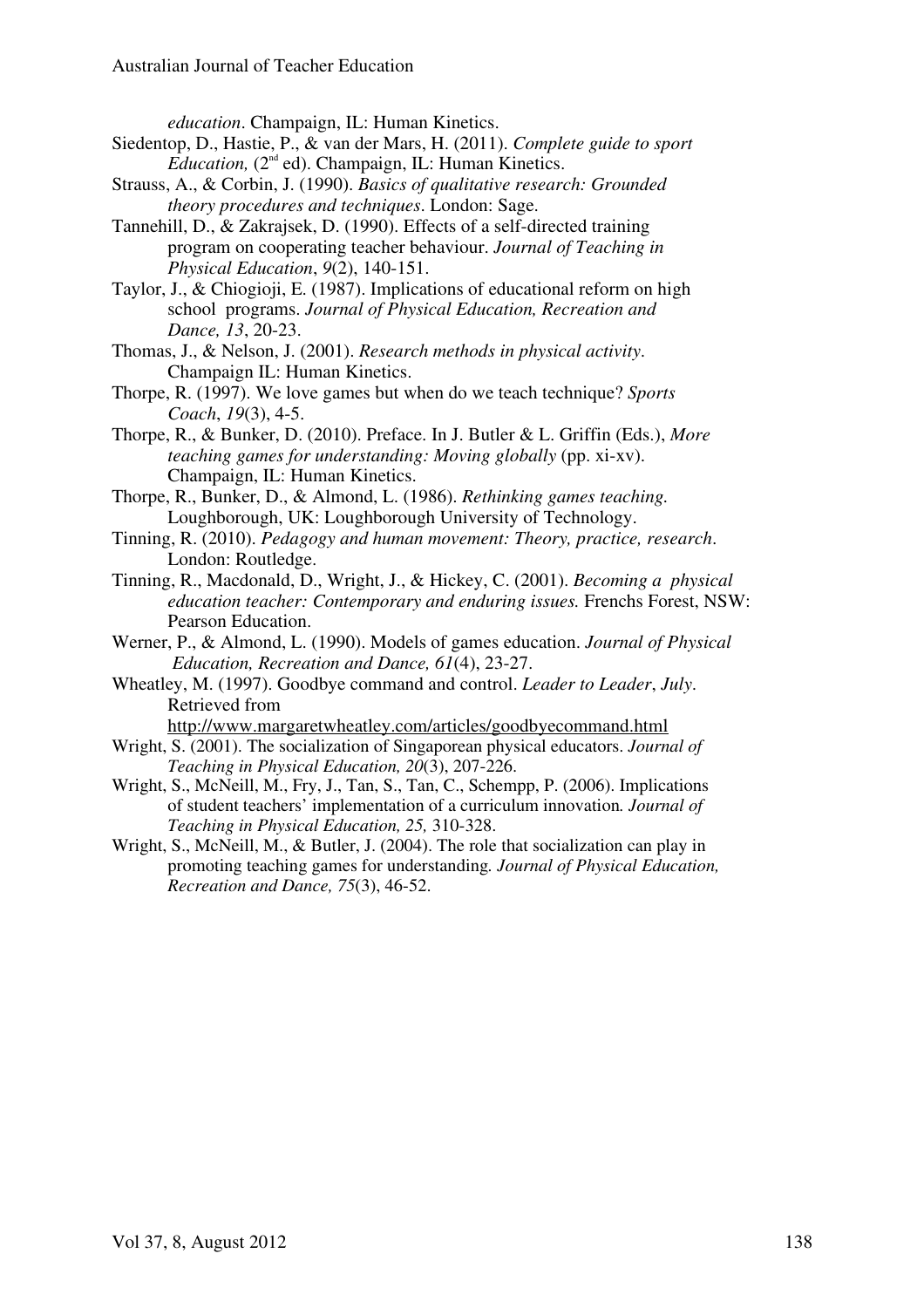*education*. Champaign, IL: Human Kinetics.

Siedentop, D., Hastie, P., & van der Mars, H. (2011). *Complete guide to sport Education,* (2nd ed). Champaign, IL: Human Kinetics.

Strauss, A., & Corbin, J. (1990). *Basics of qualitative research: Grounded theory procedures and techniques*. London: Sage.

Tannehill, D., & Zakrajsek, D. (1990). Effects of a self-directed training program on cooperating teacher behaviour. *Journal of Teaching in Physical Education*, *9*(2), 140-151.

Taylor, J., & Chiogioji, E. (1987). Implications of educational reform on high school programs. *Journal of Physical Education, Recreation and Dance, 13*, 20-23.

Thomas, J., & Nelson, J. (2001). *Research methods in physical activity*. Champaign IL: Human Kinetics.

Thorpe, R. (1997). We love games but when do we teach technique? *Sports Coach*, *19*(3), 4-5.

Thorpe, R., & Bunker, D. (2010). Preface. In J. Butler & L. Griffin (Eds.), *More teaching games for understanding: Moving globally* (pp. xi-xv). Champaign, IL: Human Kinetics.

Thorpe, R., Bunker, D., & Almond, L. (1986). *Rethinking games teaching.* Loughborough, UK: Loughborough University of Technology.

Tinning, R. (2010). *Pedagogy and human movement: Theory, practice, research*. London: Routledge.

Tinning, R., Macdonald, D., Wright, J., & Hickey, C. (2001). *Becoming a physical education teacher: Contemporary and enduring issues.* Frenchs Forest, NSW: Pearson Education.

Werner, P., & Almond, L. (1990). Models of games education. *Journal of Physical Education, Recreation and Dance, 61*(4), 23-27.

Wheatley, M. (1997). Goodbye command and control. *Leader to Leader*, *July*. Retrieved from http://www.margaretwheatley.com/articles/goodbyecommand.html

Wright, S. (2001). The socialization of Singaporean physical educators. *Journal of Teaching in Physical Education, 20*(3), 207-226.

Wright, S., McNeill, M., Fry, J., Tan, S., Tan, C., Schempp, P. (2006). Implications of student teachers' implementation of a curriculum innovation*. Journal of Teaching in Physical Education, 25,* 310-328.

Wright, S., McNeill, M., & Butler, J. (2004). The role that socialization can play in promoting teaching games for understanding*. Journal of Physical Education, Recreation and Dance, 75*(3), 46-52.